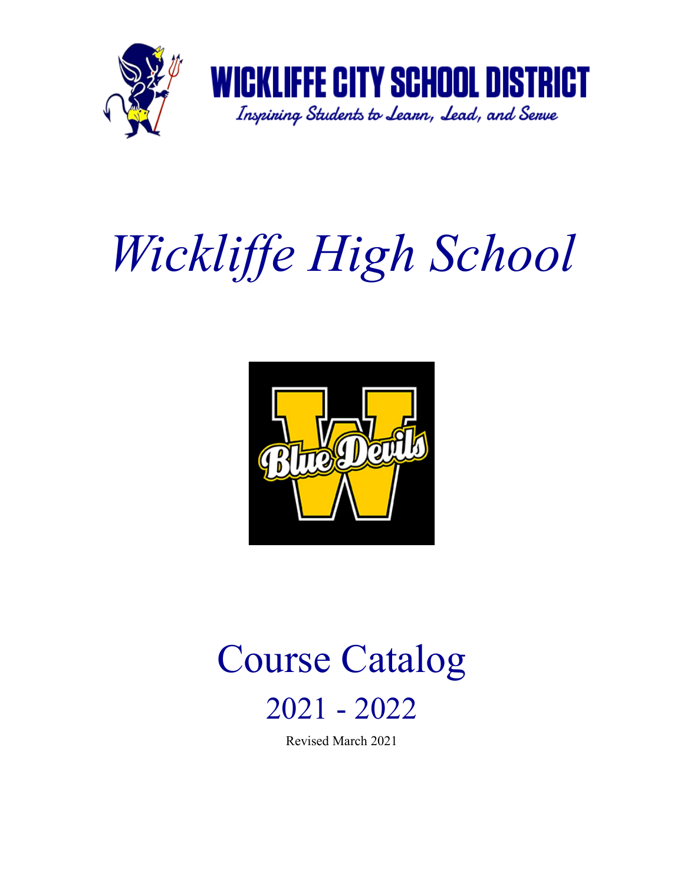# WICKLIFFE CITY SCHOOL DISTRICT

*Inspiring Students to Learn, Lead, and Serve*

# *Wickliffe High School*

# Course Catalog

## 2021 - 2022

Revised March 2021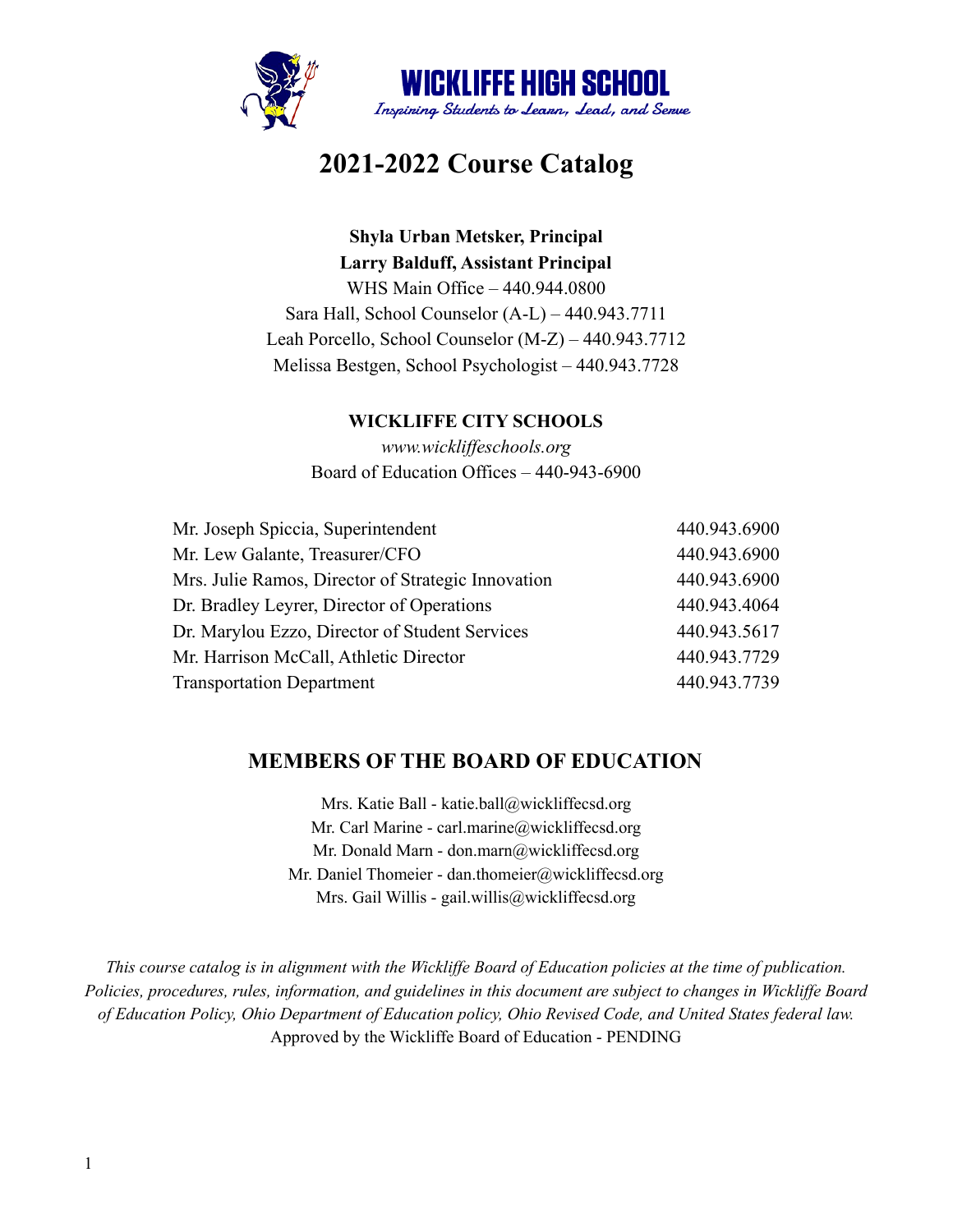# WICKLIFFE HIGH SCHOOL

*Inspiring Students to Learn, Lead, and Serve*

# 2021-2022 Course Catalog

**Shyla Urban Metsker, Principal**
**Larry Balduff, Assistant Principal**
WHS Main Office – 440.944.0800
Sara Hall, School Counselor (A-L) – 440.943.7711
Leah Porcello, School Counselor (M-Z) – 440.943.7712
Melissa Bestgen, School Psychologist – 440.943.7728

**WICKLIFFE CITY SCHOOLS**
*www.wickliffeschools.org*
Board of Education Offices – 440-943-6900

| | |
|---|---|
| Mr. Joseph Spiccia, Superintendent | 440.943.6900 |
| Mr. Lew Galante, Treasurer/CFO | 440.943.6900 |
| Mrs. Julie Ramos, Director of Strategic Innovation | 440.943.6900 |
| Dr. Bradley Leyrer, Director of Operations | 440.943.4064 |
| Dr. Marylou Ezzo, Director of Student Services | 440.943.5617 |
| Mr. Harrison McCall, Athletic Director | 440.943.7729 |
| Transportation Department | 440.943.7739 |

## MEMBERS OF THE BOARD OF EDUCATION

Mrs. Katie Ball - katie.ball@wickliffecsd.org
Mr. Carl Marine - carl.marine@wickliffecsd.org
Mr. Donald Marn - don.marn@wickliffecsd.org
Mr. Daniel Thomeier - dan.thomeier@wickliffecsd.org
Mrs. Gail Willis - gail.willis@wickliffecsd.org

*This course catalog is in alignment with the Wickliffe Board of Education policies at the time of publication. Policies, procedures, rules, information, and guidelines in this document are subject to changes in Wickliffe Board of Education Policy, Ohio Department of Education policy, Ohio Revised Code, and United States federal law.*
Approved by the Wickliffe Board of Education - PENDING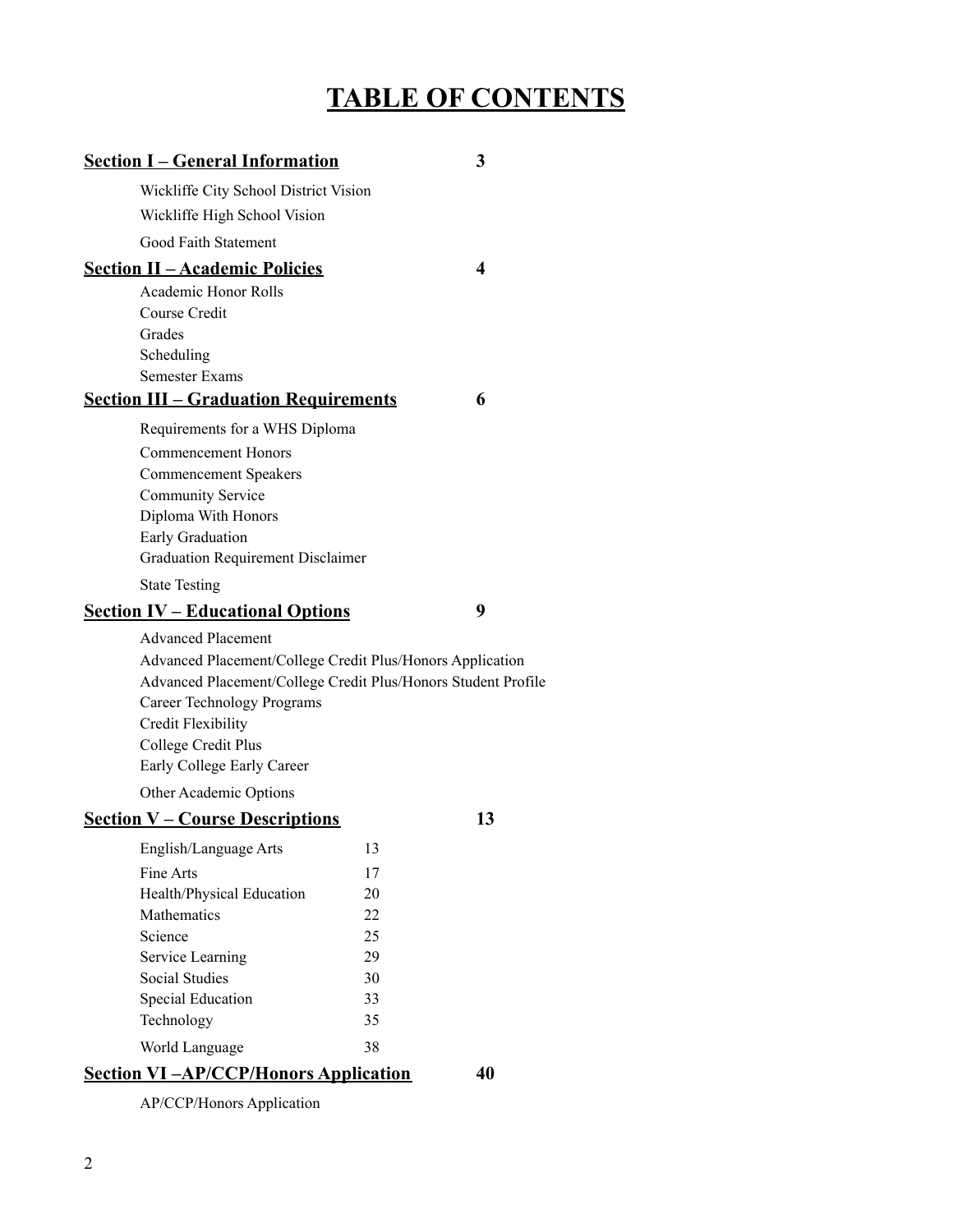# TABLE OF CONTENTS

| | |
|---|---|
| **Section I – General Information** | **3** |
| Wickliffe City School District Vision | |
| Wickliffe High School Vision | |
| Good Faith Statement | |
| **Section II – Academic Policies** | **4** |
| Academic Honor Rolls | |
| Course Credit | |
| Grades | |
| Scheduling | |
| Semester Exams | |
| **Section III – Graduation Requirements** | **6** |
| Requirements for a WHS Diploma | |
| Commencement Honors | |
| Commencement Speakers | |
| Community Service | |
| Diploma With Honors | |
| Early Graduation | |
| Graduation Requirement Disclaimer | |
| State Testing | |
| **Section IV – Educational Options** | **9** |
| Advanced Placement | |
| Advanced Placement/College Credit Plus/Honors Application | |
| Advanced Placement/College Credit Plus/Honors Student Profile | |
| Career Technology Programs | |
| Credit Flexibility | |
| College Credit Plus | |
| Early College Early Career | |
| Other Academic Options | |
| **Section V – Course Descriptions** | **13** |
| English/Language Arts | 13 |
| Fine Arts | 17 |
| Health/Physical Education | 20 |
| Mathematics | 22 |
| Science | 25 |
| Service Learning | 29 |
| Social Studies | 30 |
| Special Education | 33 |
| Technology | 35 |
| World Language | 38 |
| **Section VI –AP/CCP/Honors Application** | **40** |
| AP/CCP/Honors Application | |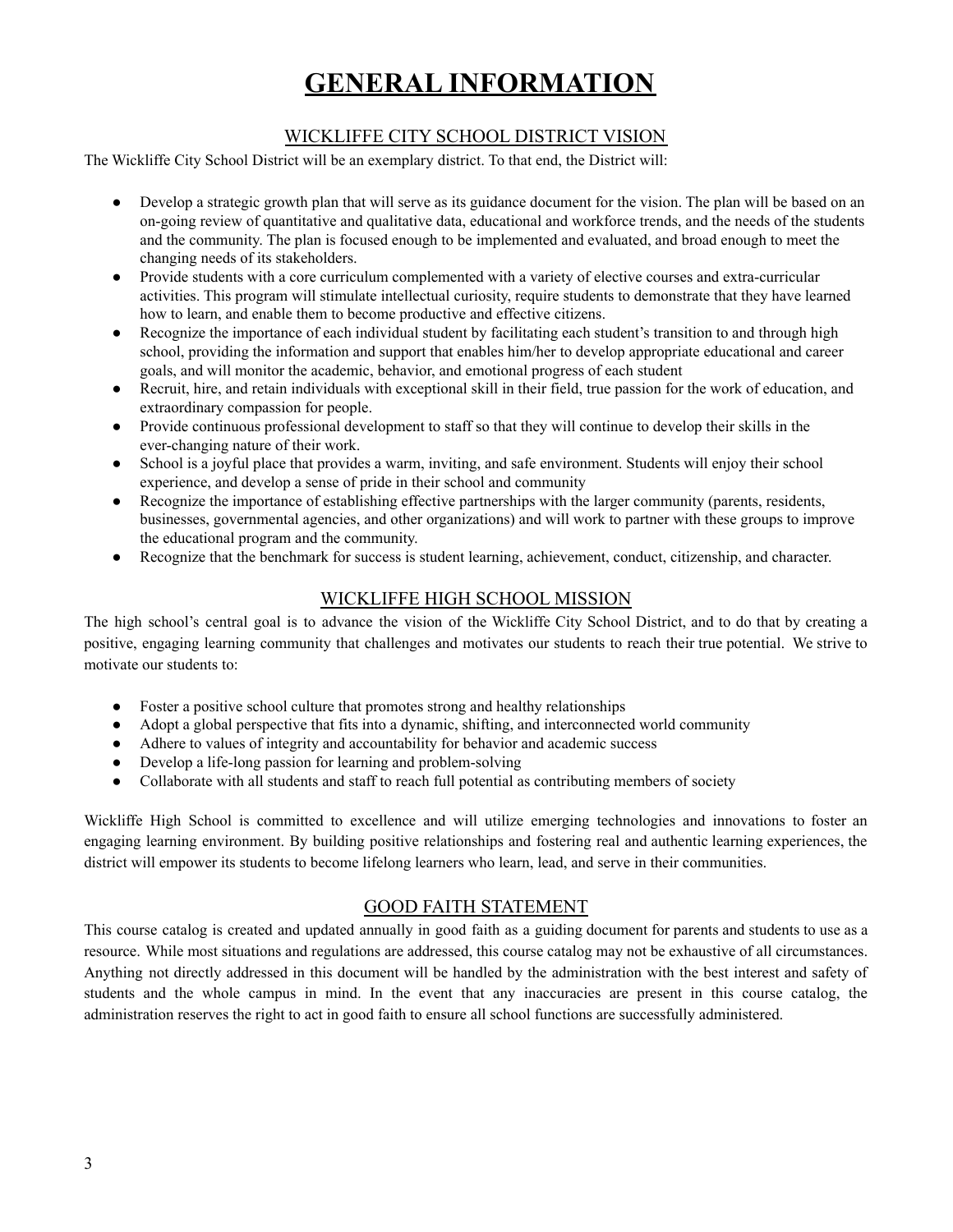# GENERAL INFORMATION

## WICKLIFFE CITY SCHOOL DISTRICT VISION

The Wickliffe City School District will be an exemplary district. To that end, the District will:

- Develop a strategic growth plan that will serve as its guidance document for the vision. The plan will be based on an on-going review of quantitative and qualitative data, educational and workforce trends, and the needs of the students and the community. The plan is focused enough to be implemented and evaluated, and broad enough to meet the changing needs of its stakeholders.
- Provide students with a core curriculum complemented with a variety of elective courses and extra-curricular activities. This program will stimulate intellectual curiosity, require students to demonstrate that they have learned how to learn, and enable them to become productive and effective citizens.
- Recognize the importance of each individual student by facilitating each student's transition to and through high school, providing the information and support that enables him/her to develop appropriate educational and career goals, and will monitor the academic, behavior, and emotional progress of each student
- Recruit, hire, and retain individuals with exceptional skill in their field, true passion for the work of education, and extraordinary compassion for people.
- Provide continuous professional development to staff so that they will continue to develop their skills in the ever-changing nature of their work.
- School is a joyful place that provides a warm, inviting, and safe environment. Students will enjoy their school experience, and develop a sense of pride in their school and community
- Recognize the importance of establishing effective partnerships with the larger community (parents, residents, businesses, governmental agencies, and other organizations) and will work to partner with these groups to improve the educational program and the community.
- Recognize that the benchmark for success is student learning, achievement, conduct, citizenship, and character.

## WICKLIFFE HIGH SCHOOL MISSION

The high school's central goal is to advance the vision of the Wickliffe City School District, and to do that by creating a positive, engaging learning community that challenges and motivates our students to reach their true potential. We strive to motivate our students to:

- Foster a positive school culture that promotes strong and healthy relationships
- Adopt a global perspective that fits into a dynamic, shifting, and interconnected world community
- Adhere to values of integrity and accountability for behavior and academic success
- Develop a life-long passion for learning and problem-solving
- Collaborate with all students and staff to reach full potential as contributing members of society

Wickliffe High School is committed to excellence and will utilize emerging technologies and innovations to foster an engaging learning environment. By building positive relationships and fostering real and authentic learning experiences, the district will empower its students to become lifelong learners who learn, lead, and serve in their communities.

## GOOD FAITH STATEMENT

This course catalog is created and updated annually in good faith as a guiding document for parents and students to use as a resource. While most situations and regulations are addressed, this course catalog may not be exhaustive of all circumstances. Anything not directly addressed in this document will be handled by the administration with the best interest and safety of students and the whole campus in mind. In the event that any inaccuracies are present in this course catalog, the administration reserves the right to act in good faith to ensure all school functions are successfully administered.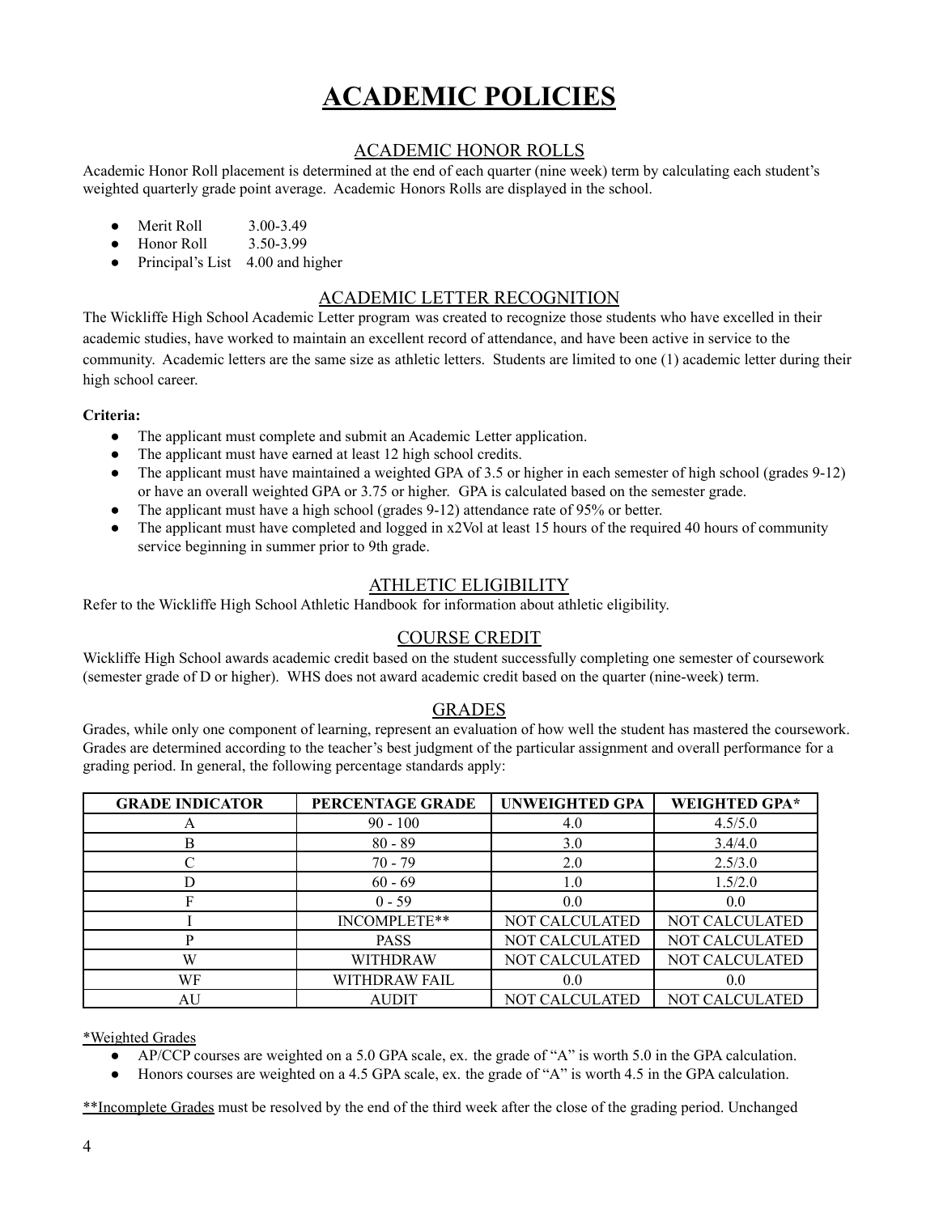# ACADEMIC POLICIES

## ACADEMIC HONOR ROLLS

Academic Honor Roll placement is determined at the end of each quarter (nine week) term by calculating each student's weighted quarterly grade point average. Academic Honors Rolls are displayed in the school.

- Merit Roll 3.00-3.49
- Honor Roll 3.50-3.99
- Principal's List 4.00 and higher

## ACADEMIC LETTER RECOGNITION

The Wickliffe High School Academic Letter program was created to recognize those students who have excelled in their academic studies, have worked to maintain an excellent record of attendance, and have been active in service to the community. Academic letters are the same size as athletic letters. Students are limited to one (1) academic letter during their high school career.

**Criteria:**

- The applicant must complete and submit an Academic Letter application.
- The applicant must have earned at least 12 high school credits.
- The applicant must have maintained a weighted GPA of 3.5 or higher in each semester of high school (grades 9-12) or have an overall weighted GPA or 3.75 or higher. GPA is calculated based on the semester grade.
- The applicant must have a high school (grades 9-12) attendance rate of 95% or better.
- The applicant must have completed and logged in x2Vol at least 15 hours of the required 40 hours of community service beginning in summer prior to 9th grade.

## ATHLETIC ELIGIBILITY

Refer to the Wickliffe High School Athletic Handbook for information about athletic eligibility.

## COURSE CREDIT

Wickliffe High School awards academic credit based on the student successfully completing one semester of coursework (semester grade of D or higher). WHS does not award academic credit based on the quarter (nine-week) term.

## GRADES

Grades, while only one component of learning, represent an evaluation of how well the student has mastered the coursework. Grades are determined according to the teacher's best judgment of the particular assignment and overall performance for a grading period. In general, the following percentage standards apply:

| GRADE INDICATOR | PERCENTAGE GRADE | UNWEIGHTED GPA | WEIGHTED GPA* |
|---|---|---|---|
| A | 90 - 100 | 4.0 | 4.5/5.0 |
| B | 80 - 89 | 3.0 | 3.4/4.0 |
| C | 70 - 79 | 2.0 | 2.5/3.0 |
| D | 60 - 69 | 1.0 | 1.5/2.0 |
| F | 0 - 59 | 0.0 | 0.0 |
| I | INCOMPLETE** | NOT CALCULATED | NOT CALCULATED |
| P | PASS | NOT CALCULATED | NOT CALCULATED |
| W | WITHDRAW | NOT CALCULATED | NOT CALCULATED |
| WF | WITHDRAW FAIL | 0.0 | 0.0 |
| AU | AUDIT | NOT CALCULATED | NOT CALCULATED |

*Weighted Grades

- AP/CCP courses are weighted on a 5.0 GPA scale, ex. the grade of "A" is worth 5.0 in the GPA calculation.
- Honors courses are weighted on a 4.5 GPA scale, ex. the grade of "A" is worth 4.5 in the GPA calculation.

**Incomplete Grades must be resolved by the end of the third week after the close of the grading period. Unchanged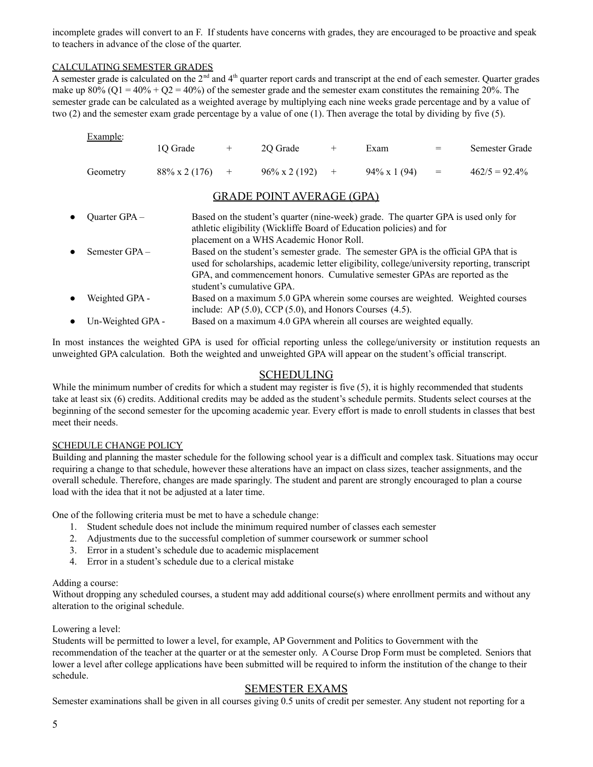incomplete grades will convert to an F. If students have concerns with grades, they are encouraged to be proactive and speak to teachers in advance of the close of the quarter.

### CALCULATING SEMESTER GRADES

A semester grade is calculated on the 2nd and 4th quarter report cards and transcript at the end of each semester. Quarter grades make up 80% (Q1 = 40% + Q2 = 40%) of the semester grade and the semester exam constitutes the remaining 20%. The semester grade can be calculated as a weighted average by multiplying each nine weeks grade percentage and by a value of two (2) and the semester exam grade percentage by a value of one (1). Then average the total by dividing by five (5).

Example:

| | 1Q Grade | + | 2Q Grade | + | Exam | = | Semester Grade |
|---|---|---|---|---|---|---|---|
| Geometry | 88% x 2 (176) | + | 96% x 2 (192) | + | 94% x 1 (94) | = | 462/5 = 92.4% |

## GRADE POINT AVERAGE (GPA)

- Quarter GPA – Based on the student's quarter (nine-week) grade. The quarter GPA is used only for athletic eligibility (Wickliffe Board of Education policies) and for placement on a WHS Academic Honor Roll.
- Semester GPA – Based on the student's semester grade. The semester GPA is the official GPA that is used for scholarships, academic letter eligibility, college/university reporting, transcript GPA, and commencement honors. Cumulative semester GPAs are reported as the student's cumulative GPA.
- Weighted GPA - Based on a maximum 5.0 GPA wherein some courses are weighted. Weighted courses include: AP (5.0), CCP (5.0), and Honors Courses (4.5).
- Un-Weighted GPA - Based on a maximum 4.0 GPA wherein all courses are weighted equally.

In most instances the weighted GPA is used for official reporting unless the college/university or institution requests an unweighted GPA calculation. Both the weighted and unweighted GPA will appear on the student's official transcript.

## SCHEDULING

While the minimum number of credits for which a student may register is five (5), it is highly recommended that students take at least six (6) credits. Additional credits may be added as the student's schedule permits. Students select courses at the beginning of the second semester for the upcoming academic year. Every effort is made to enroll students in classes that best meet their needs.

### SCHEDULE CHANGE POLICY

Building and planning the master schedule for the following school year is a difficult and complex task. Situations may occur requiring a change to that schedule, however these alterations have an impact on class sizes, teacher assignments, and the overall schedule. Therefore, changes are made sparingly. The student and parent are strongly encouraged to plan a course load with the idea that it not be adjusted at a later time.

One of the following criteria must be met to have a schedule change:

1. Student schedule does not include the minimum required number of classes each semester
2. Adjustments due to the successful completion of summer coursework or summer school
3. Error in a student's schedule due to academic misplacement
4. Error in a student's schedule due to a clerical mistake

Adding a course:
Without dropping any scheduled courses, a student may add additional course(s) where enrollment permits and without any alteration to the original schedule.

Lowering a level:
Students will be permitted to lower a level, for example, AP Government and Politics to Government with the recommendation of the teacher at the quarter or at the semester only. A Course Drop Form must be completed. Seniors that lower a level after college applications have been submitted will be required to inform the institution of the change to their schedule.

## SEMESTER EXAMS

Semester examinations shall be given in all courses giving 0.5 units of credit per semester. Any student not reporting for a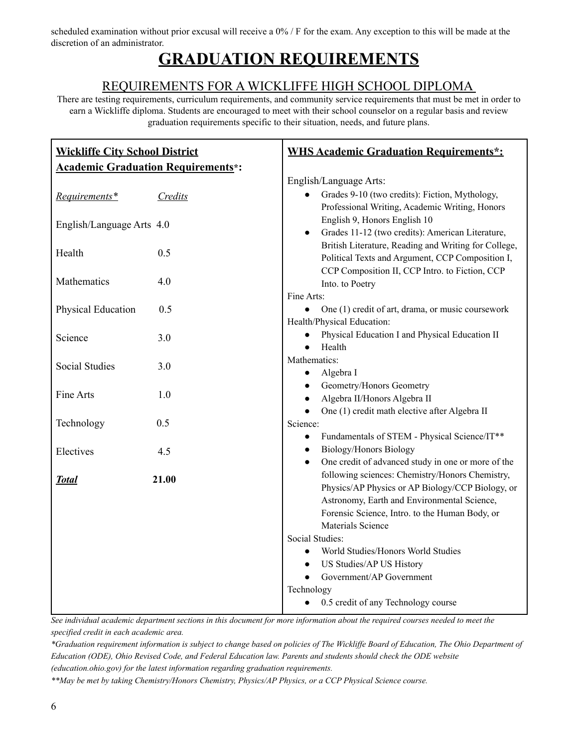scheduled examination without prior excusal will receive a 0% / F for the exam. Any exception to this will be made at the discretion of an administrator.

# GRADUATION REQUIREMENTS

## REQUIREMENTS FOR A WICKLIFFE HIGH SCHOOL DIPLOMA

There are testing requirements, curriculum requirements, and community service requirements that must be met in order to earn a Wickliffe diploma. Students are encouraged to meet with their school counselor on a regular basis and review graduation requirements specific to their situation, needs, and future plans.

**Wickliffe City School District Academic Graduation Requirements*:**

| *Requirements** | *Credits* |
|---|---|
| English/Language Arts | 4.0 |
| Health | 0.5 |
| Mathematics | 4.0 |
| Physical Education | 0.5 |
| Science | 3.0 |
| Social Studies | 3.0 |
| Fine Arts | 1.0 |
| Technology | 0.5 |
| Electives | 4.5 |
| ***Total*** | **21.00** |

**WHS Academic Graduation Requirements*:**

English/Language Arts:
- Grades 9-10 (two credits): Fiction, Mythology, Professional Writing, Academic Writing, Honors English 9, Honors English 10
- Grades 11-12 (two credits): American Literature, British Literature, Reading and Writing for College, Political Texts and Argument, CCP Composition I, CCP Composition II, CCP Intro. to Fiction, CCP Into. to Poetry

Fine Arts:
- One (1) credit of art, drama, or music coursework

Health/Physical Education:
- Physical Education I and Physical Education II
- Health

Mathematics:
- Algebra I
- Geometry/Honors Geometry
- Algebra II/Honors Algebra II
- One (1) credit math elective after Algebra II

Science:
- Fundamentals of STEM - Physical Science/IT**
- Biology/Honors Biology
- One credit of advanced study in one or more of the following sciences: Chemistry/Honors Chemistry, Physics/AP Physics or AP Biology/CCP Biology, or Astronomy, Earth and Environmental Science, Forensic Science, Intro. to the Human Body, or Materials Science

Social Studies:
- World Studies/Honors World Studies
- US Studies/AP US History
- Government/AP Government

Technology
- 0.5 credit of any Technology course

*See individual academic department sections in this document for more information about the required courses needed to meet the specified credit in each academic area.*

**Graduation requirement information is subject to change based on policies of The Wickliffe Board of Education, The Ohio Department of Education (ODE), Ohio Revised Code, and Federal Education law. Parents and students should check the ODE website (education.ohio.gov) for the latest information regarding graduation requirements.*

***May be met by taking Chemistry/Honors Chemistry, Physics/AP Physics, or a CCP Physical Science course.*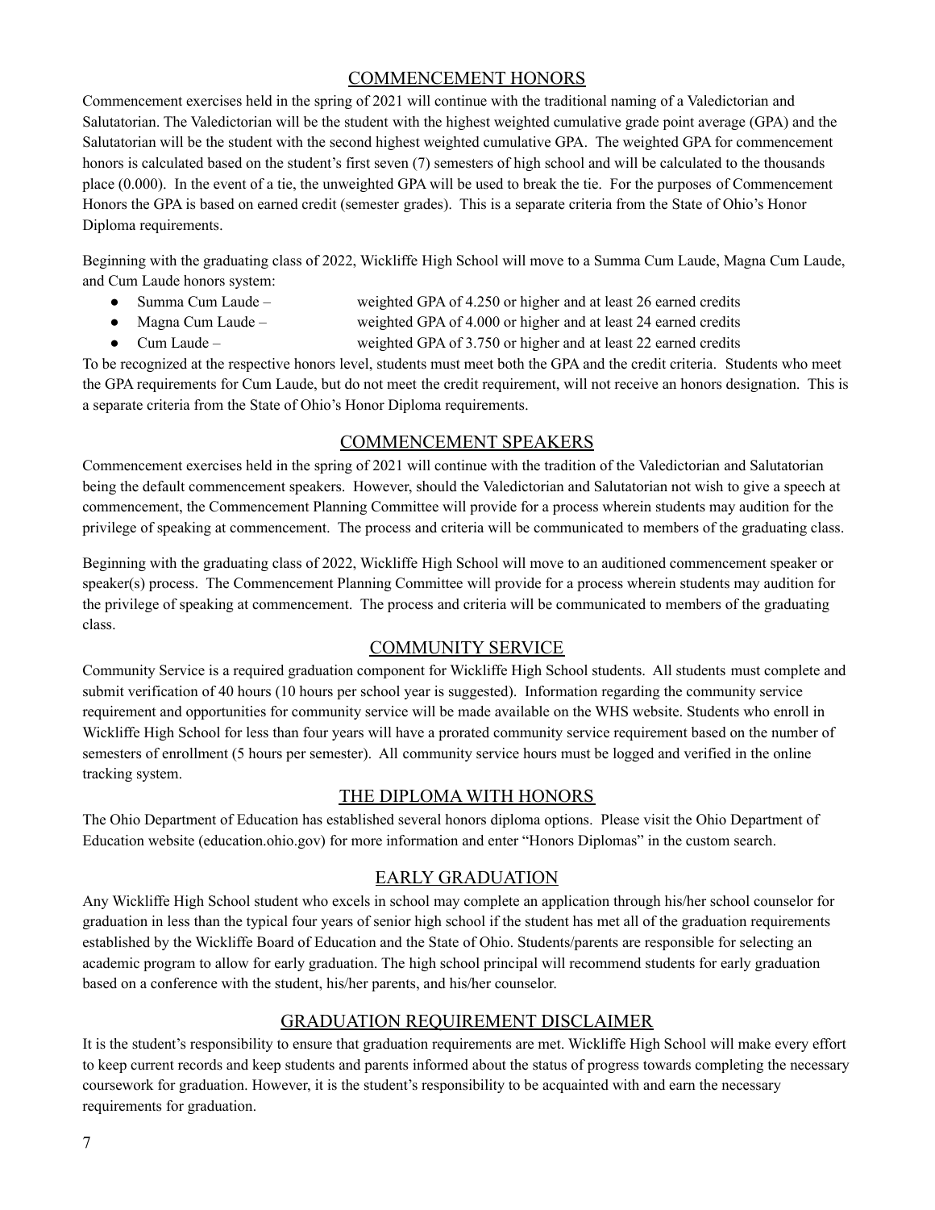## COMMENCEMENT HONORS

Commencement exercises held in the spring of 2021 will continue with the traditional naming of a Valedictorian and Salutatorian. The Valedictorian will be the student with the highest weighted cumulative grade point average (GPA) and the Salutatorian will be the student with the second highest weighted cumulative GPA. The weighted GPA for commencement honors is calculated based on the student's first seven (7) semesters of high school and will be calculated to the thousands place (0.000). In the event of a tie, the unweighted GPA will be used to break the tie. For the purposes of Commencement Honors the GPA is based on earned credit (semester grades). This is a separate criteria from the State of Ohio's Honor Diploma requirements.

Beginning with the graduating class of 2022, Wickliffe High School will move to a Summa Cum Laude, Magna Cum Laude, and Cum Laude honors system:

- Summa Cum Laude – weighted GPA of 4.250 or higher and at least 26 earned credits
- Magna Cum Laude – weighted GPA of 4.000 or higher and at least 24 earned credits
- Cum Laude – weighted GPA of 3.750 or higher and at least 22 earned credits

To be recognized at the respective honors level, students must meet both the GPA and the credit criteria. Students who meet the GPA requirements for Cum Laude, but do not meet the credit requirement, will not receive an honors designation. This is a separate criteria from the State of Ohio's Honor Diploma requirements.

## COMMENCEMENT SPEAKERS

Commencement exercises held in the spring of 2021 will continue with the tradition of the Valedictorian and Salutatorian being the default commencement speakers. However, should the Valedictorian and Salutatorian not wish to give a speech at commencement, the Commencement Planning Committee will provide for a process wherein students may audition for the privilege of speaking at commencement. The process and criteria will be communicated to members of the graduating class.

Beginning with the graduating class of 2022, Wickliffe High School will move to an auditioned commencement speaker or speaker(s) process. The Commencement Planning Committee will provide for a process wherein students may audition for the privilege of speaking at commencement. The process and criteria will be communicated to members of the graduating class.

## COMMUNITY SERVICE

Community Service is a required graduation component for Wickliffe High School students. All students must complete and submit verification of 40 hours (10 hours per school year is suggested). Information regarding the community service requirement and opportunities for community service will be made available on the WHS website. Students who enroll in Wickliffe High School for less than four years will have a prorated community service requirement based on the number of semesters of enrollment (5 hours per semester). All community service hours must be logged and verified in the online tracking system.

## THE DIPLOMA WITH HONORS

The Ohio Department of Education has established several honors diploma options. Please visit the Ohio Department of Education website (education.ohio.gov) for more information and enter "Honors Diplomas" in the custom search.

## EARLY GRADUATION

Any Wickliffe High School student who excels in school may complete an application through his/her school counselor for graduation in less than the typical four years of senior high school if the student has met all of the graduation requirements established by the Wickliffe Board of Education and the State of Ohio. Students/parents are responsible for selecting an academic program to allow for early graduation. The high school principal will recommend students for early graduation based on a conference with the student, his/her parents, and his/her counselor.

## GRADUATION REQUIREMENT DISCLAIMER

It is the student's responsibility to ensure that graduation requirements are met. Wickliffe High School will make every effort to keep current records and keep students and parents informed about the status of progress towards completing the necessary coursework for graduation. However, it is the student's responsibility to be acquainted with and earn the necessary requirements for graduation.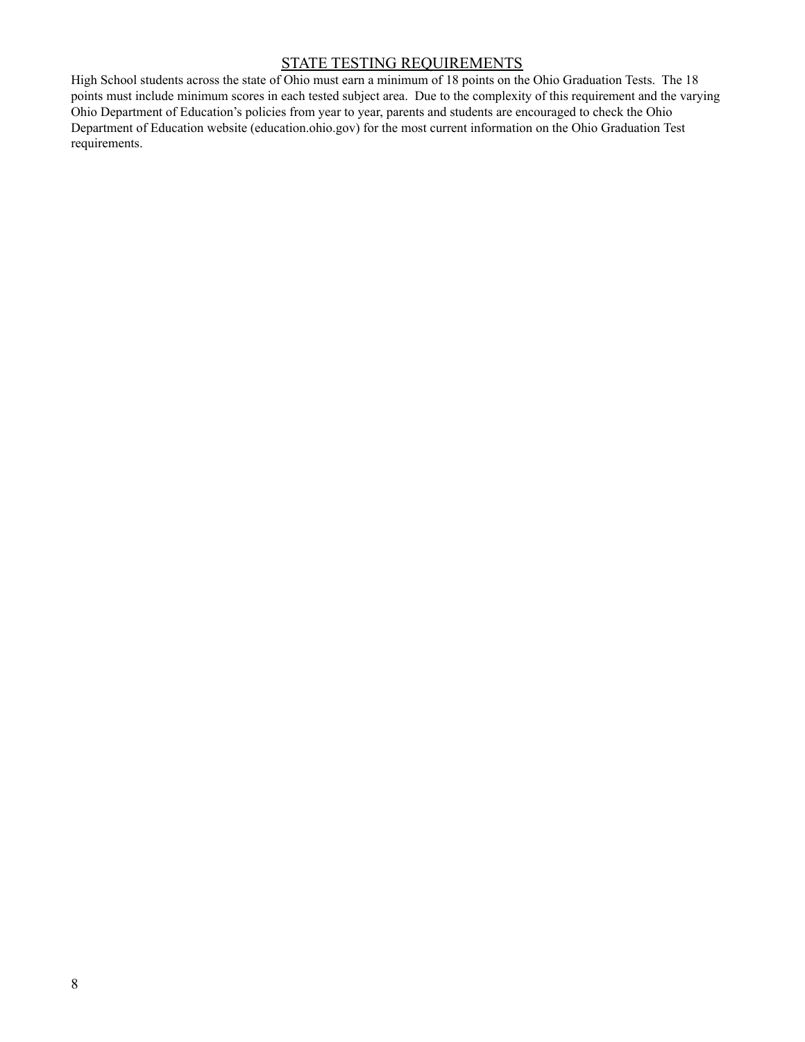## STATE TESTING REQUIREMENTS

High School students across the state of Ohio must earn a minimum of 18 points on the Ohio Graduation Tests. The 18 points must include minimum scores in each tested subject area. Due to the complexity of this requirement and the varying Ohio Department of Education's policies from year to year, parents and students are encouraged to check the Ohio Department of Education website (education.ohio.gov) for the most current information on the Ohio Graduation Test requirements.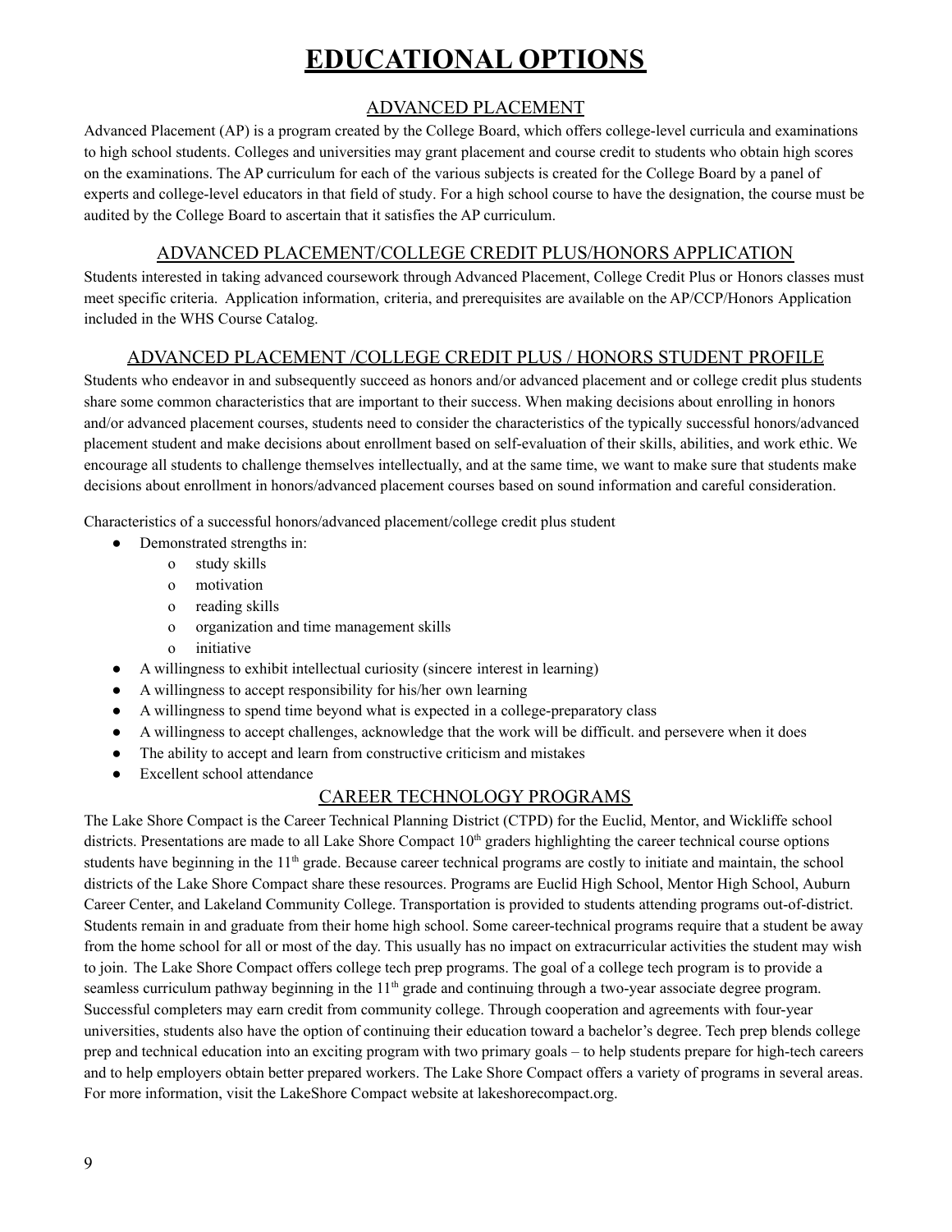# EDUCATIONAL OPTIONS

## ADVANCED PLACEMENT

Advanced Placement (AP) is a program created by the College Board, which offers college-level curricula and examinations to high school students. Colleges and universities may grant placement and course credit to students who obtain high scores on the examinations. The AP curriculum for each of the various subjects is created for the College Board by a panel of experts and college-level educators in that field of study. For a high school course to have the designation, the course must be audited by the College Board to ascertain that it satisfies the AP curriculum.

## ADVANCED PLACEMENT/COLLEGE CREDIT PLUS/HONORS APPLICATION

Students interested in taking advanced coursework through Advanced Placement, College Credit Plus or Honors classes must meet specific criteria. Application information, criteria, and prerequisites are available on the AP/CCP/Honors Application included in the WHS Course Catalog.

## ADVANCED PLACEMENT /COLLEGE CREDIT PLUS / HONORS STUDENT PROFILE

Students who endeavor in and subsequently succeed as honors and/or advanced placement and or college credit plus students share some common characteristics that are important to their success. When making decisions about enrolling in honors and/or advanced placement courses, students need to consider the characteristics of the typically successful honors/advanced placement student and make decisions about enrollment based on self-evaluation of their skills, abilities, and work ethic. We encourage all students to challenge themselves intellectually, and at the same time, we want to make sure that students make decisions about enrollment in honors/advanced placement courses based on sound information and careful consideration.

Characteristics of a successful honors/advanced placement/college credit plus student

- Demonstrated strengths in:
  - study skills
  - motivation
  - reading skills
  - organization and time management skills
  - initiative
- A willingness to exhibit intellectual curiosity (sincere interest in learning)
- A willingness to accept responsibility for his/her own learning
- A willingness to spend time beyond what is expected in a college-preparatory class
- A willingness to accept challenges, acknowledge that the work will be difficult. and persevere when it does
- The ability to accept and learn from constructive criticism and mistakes
- Excellent school attendance

## CAREER TECHNOLOGY PROGRAMS

The Lake Shore Compact is the Career Technical Planning District (CTPD) for the Euclid, Mentor, and Wickliffe school districts. Presentations are made to all Lake Shore Compact 10th graders highlighting the career technical course options students have beginning in the 11th grade. Because career technical programs are costly to initiate and maintain, the school districts of the Lake Shore Compact share these resources. Programs are Euclid High School, Mentor High School, Auburn Career Center, and Lakeland Community College. Transportation is provided to students attending programs out-of-district. Students remain in and graduate from their home high school. Some career-technical programs require that a student be away from the home school for all or most of the day. This usually has no impact on extracurricular activities the student may wish to join. The Lake Shore Compact offers college tech prep programs. The goal of a college tech program is to provide a seamless curriculum pathway beginning in the 11th grade and continuing through a two-year associate degree program. Successful completers may earn credit from community college. Through cooperation and agreements with four-year universities, students also have the option of continuing their education toward a bachelor's degree. Tech prep blends college prep and technical education into an exciting program with two primary goals – to help students prepare for high-tech careers and to help employers obtain better prepared workers. The Lake Shore Compact offers a variety of programs in several areas. For more information, visit the LakeShore Compact website at lakeshorecompact.org.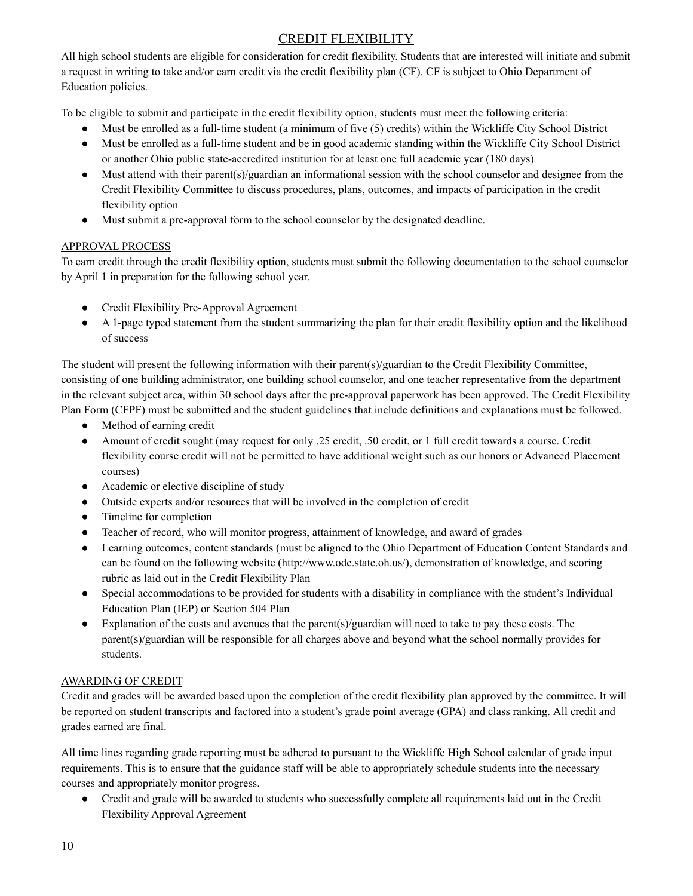# CREDIT FLEXIBILITY

All high school students are eligible for consideration for credit flexibility. Students that are interested will initiate and submit a request in writing to take and/or earn credit via the credit flexibility plan (CF). CF is subject to Ohio Department of Education policies.

To be eligible to submit and participate in the credit flexibility option, students must meet the following criteria:

- Must be enrolled as a full-time student (a minimum of five (5) credits) within the Wickliffe City School District
- Must be enrolled as a full-time student and be in good academic standing within the Wickliffe City School District or another Ohio public state-accredited institution for at least one full academic year (180 days)
- Must attend with their parent(s)/guardian an informational session with the school counselor and designee from the Credit Flexibility Committee to discuss procedures, plans, outcomes, and impacts of participation in the credit flexibility option
- Must submit a pre-approval form to the school counselor by the designated deadline.

## APPROVAL PROCESS

To earn credit through the credit flexibility option, students must submit the following documentation to the school counselor by April 1 in preparation for the following school year.

- Credit Flexibility Pre-Approval Agreement
- A 1-page typed statement from the student summarizing the plan for their credit flexibility option and the likelihood of success

The student will present the following information with their parent(s)/guardian to the Credit Flexibility Committee, consisting of one building administrator, one building school counselor, and one teacher representative from the department in the relevant subject area, within 30 school days after the pre-approval paperwork has been approved. The Credit Flexibility Plan Form (CFPF) must be submitted and the student guidelines that include definitions and explanations must be followed.

- Method of earning credit
- Amount of credit sought (may request for only .25 credit, .50 credit, or 1 full credit towards a course. Credit flexibility course credit will not be permitted to have additional weight such as our honors or Advanced Placement courses)
- Academic or elective discipline of study
- Outside experts and/or resources that will be involved in the completion of credit
- Timeline for completion
- Teacher of record, who will monitor progress, attainment of knowledge, and award of grades
- Learning outcomes, content standards (must be aligned to the Ohio Department of Education Content Standards and can be found on the following website (http://www.ode.state.oh.us/), demonstration of knowledge, and scoring rubric as laid out in the Credit Flexibility Plan
- Special accommodations to be provided for students with a disability in compliance with the student's Individual Education Plan (IEP) or Section 504 Plan
- Explanation of the costs and avenues that the parent(s)/guardian will need to take to pay these costs. The parent(s)/guardian will be responsible for all charges above and beyond what the school normally provides for students.

## AWARDING OF CREDIT

Credit and grades will be awarded based upon the completion of the credit flexibility plan approved by the committee. It will be reported on student transcripts and factored into a student's grade point average (GPA) and class ranking. All credit and grades earned are final.

All time lines regarding grade reporting must be adhered to pursuant to the Wickliffe High School calendar of grade input requirements. This is to ensure that the guidance staff will be able to appropriately schedule students into the necessary courses and appropriately monitor progress.

- Credit and grade will be awarded to students who successfully complete all requirements laid out in the Credit Flexibility Approval Agreement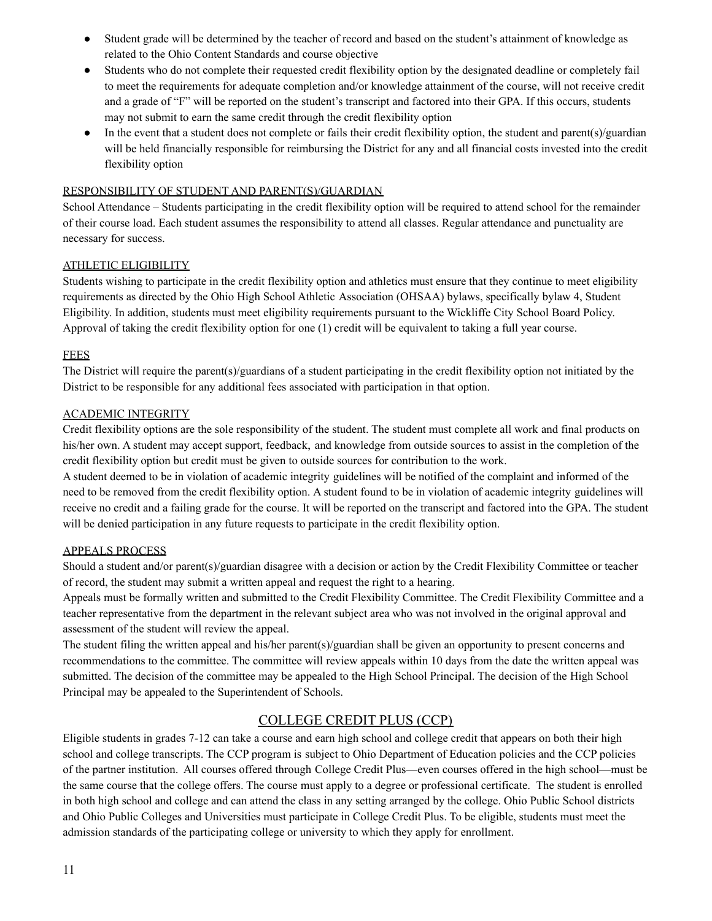- Student grade will be determined by the teacher of record and based on the student's attainment of knowledge as related to the Ohio Content Standards and course objective
- Students who do not complete their requested credit flexibility option by the designated deadline or completely fail to meet the requirements for adequate completion and/or knowledge attainment of the course, will not receive credit and a grade of "F" will be reported on the student's transcript and factored into their GPA. If this occurs, students may not submit to earn the same credit through the credit flexibility option
- In the event that a student does not complete or fails their credit flexibility option, the student and parent(s)/guardian will be held financially responsible for reimbursing the District for any and all financial costs invested into the credit flexibility option

RESPONSIBILITY OF STUDENT AND PARENT(S)/GUARDIAN

School Attendance – Students participating in the credit flexibility option will be required to attend school for the remainder of their course load. Each student assumes the responsibility to attend all classes. Regular attendance and punctuality are necessary for success.

ATHLETIC ELIGIBILITY

Students wishing to participate in the credit flexibility option and athletics must ensure that they continue to meet eligibility requirements as directed by the Ohio High School Athletic Association (OHSAA) bylaws, specifically bylaw 4, Student Eligibility. In addition, students must meet eligibility requirements pursuant to the Wickliffe City School Board Policy. Approval of taking the credit flexibility option for one (1) credit will be equivalent to taking a full year course.

FEES

The District will require the parent(s)/guardians of a student participating in the credit flexibility option not initiated by the District to be responsible for any additional fees associated with participation in that option.

ACADEMIC INTEGRITY

Credit flexibility options are the sole responsibility of the student. The student must complete all work and final products on his/her own. A student may accept support, feedback, and knowledge from outside sources to assist in the completion of the credit flexibility option but credit must be given to outside sources for contribution to the work.

A student deemed to be in violation of academic integrity guidelines will be notified of the complaint and informed of the need to be removed from the credit flexibility option. A student found to be in violation of academic integrity guidelines will receive no credit and a failing grade for the course. It will be reported on the transcript and factored into the GPA. The student will be denied participation in any future requests to participate in the credit flexibility option.

APPEALS PROCESS

Should a student and/or parent(s)/guardian disagree with a decision or action by the Credit Flexibility Committee or teacher of record, the student may submit a written appeal and request the right to a hearing.

Appeals must be formally written and submitted to the Credit Flexibility Committee. The Credit Flexibility Committee and a teacher representative from the department in the relevant subject area who was not involved in the original approval and assessment of the student will review the appeal.

The student filing the written appeal and his/her parent(s)/guardian shall be given an opportunity to present concerns and recommendations to the committee. The committee will review appeals within 10 days from the date the written appeal was submitted. The decision of the committee may be appealed to the High School Principal. The decision of the High School Principal may be appealed to the Superintendent of Schools.

## COLLEGE CREDIT PLUS (CCP)

Eligible students in grades 7-12 can take a course and earn high school and college credit that appears on both their high school and college transcripts. The CCP program is subject to Ohio Department of Education policies and the CCP policies of the partner institution. All courses offered through College Credit Plus—even courses offered in the high school—must be the same course that the college offers. The course must apply to a degree or professional certificate. The student is enrolled in both high school and college and can attend the class in any setting arranged by the college. Ohio Public School districts and Ohio Public Colleges and Universities must participate in College Credit Plus. To be eligible, students must meet the admission standards of the participating college or university to which they apply for enrollment.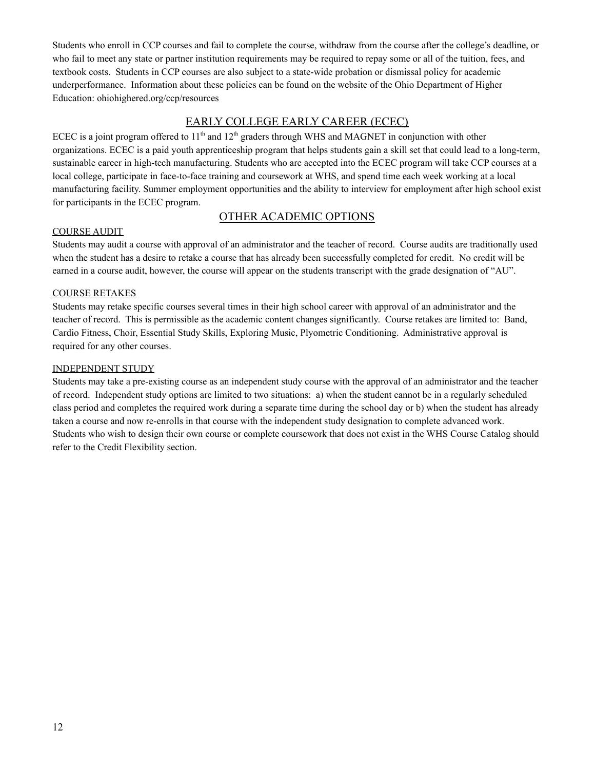Students who enroll in CCP courses and fail to complete the course, withdraw from the course after the college's deadline, or who fail to meet any state or partner institution requirements may be required to repay some or all of the tuition, fees, and textbook costs. Students in CCP courses are also subject to a state-wide probation or dismissal policy for academic underperformance. Information about these policies can be found on the website of the Ohio Department of Higher Education: ohiohighered.org/ccp/resources

## EARLY COLLEGE EARLY CAREER (ECEC)

ECEC is a joint program offered to 11th and 12th graders through WHS and MAGNET in conjunction with other organizations. ECEC is a paid youth apprenticeship program that helps students gain a skill set that could lead to a long-term, sustainable career in high-tech manufacturing. Students who are accepted into the ECEC program will take CCP courses at a local college, participate in face-to-face training and coursework at WHS, and spend time each week working at a local manufacturing facility. Summer employment opportunities and the ability to interview for employment after high school exist for participants in the ECEC program.

## OTHER ACADEMIC OPTIONS

### COURSE AUDIT

Students may audit a course with approval of an administrator and the teacher of record. Course audits are traditionally used when the student has a desire to retake a course that has already been successfully completed for credit. No credit will be earned in a course audit, however, the course will appear on the students transcript with the grade designation of "AU".

### COURSE RETAKES

Students may retake specific courses several times in their high school career with approval of an administrator and the teacher of record. This is permissible as the academic content changes significantly. Course retakes are limited to: Band, Cardio Fitness, Choir, Essential Study Skills, Exploring Music, Plyometric Conditioning. Administrative approval is required for any other courses.

### INDEPENDENT STUDY

Students may take a pre-existing course as an independent study course with the approval of an administrator and the teacher of record. Independent study options are limited to two situations: a) when the student cannot be in a regularly scheduled class period and completes the required work during a separate time during the school day or b) when the student has already taken a course and now re-enrolls in that course with the independent study designation to complete advanced work. Students who wish to design their own course or complete coursework that does not exist in the WHS Course Catalog should refer to the Credit Flexibility section.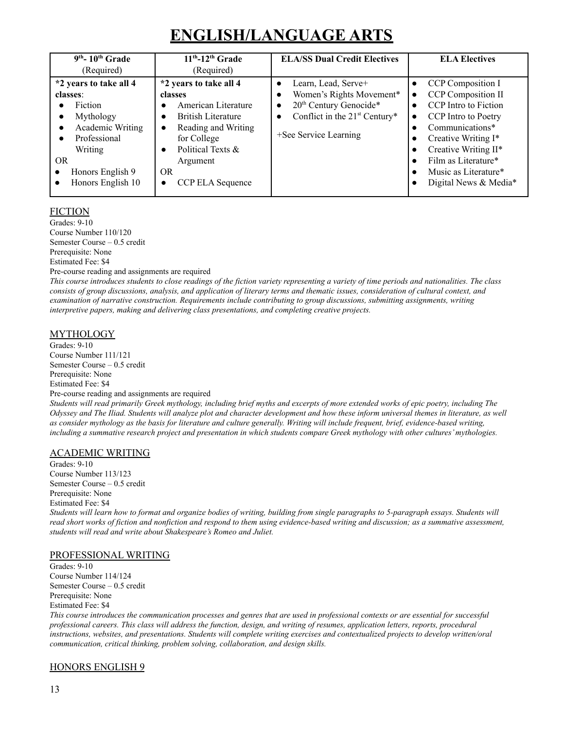# ENGLISH/LANGUAGE ARTS

| 9th- 10th Grade (Required) | 11th-12th Grade (Required) | ELA/SS Dual Credit Electives | ELA Electives |
|---|---|---|---|
| **\*2 years to take all 4 classes**:<br>• Fiction<br>• Mythology<br>• Academic Writing<br>• Professional Writing<br>OR<br>• Honors English 9<br>• Honors English 10 | **\*2 years to take all 4 classes**<br>• American Literature<br>• British Literature<br>• Reading and Writing for College<br>• Political Texts & Argument<br>OR<br>• CCP ELA Sequence | • Learn, Lead, Serve+<br>• Women's Rights Movement*<br>• 20th Century Genocide*<br>• Conflict in the 21st Century*<br><br>+See Service Learning | • CCP Composition I<br>• CCP Composition II<br>• CCP Intro to Fiction<br>• CCP Intro to Poetry<br>• Communications*<br>• Creative Writing I*<br>• Creative Writing II*<br>• Film as Literature*<br>• Music as Literature*<br>• Digital News & Media* |

## FICTION

Grades: 9-10
Course Number 110/120
Semester Course – 0.5 credit
Prerequisite: None
Estimated Fee: $4
Pre-course reading and assignments are required

*This course introduces students to close readings of the fiction variety representing a variety of time periods and nationalities. The class consists of group discussions, analysis, and application of literary terms and thematic issues, consideration of cultural context, and examination of narrative construction. Requirements include contributing to group discussions, submitting assignments, writing interpretive papers, making and delivering class presentations, and completing creative projects.*

## MYTHOLOGY

Grades: 9-10
Course Number 111/121
Semester Course – 0.5 credit
Prerequisite: None
Estimated Fee: $4
Pre-course reading and assignments are required

*Students will read primarily Greek mythology, including brief myths and excerpts of more extended works of epic poetry, including The Odyssey and The Iliad. Students will analyze plot and character development and how these inform universal themes in literature, as well as consider mythology as the basis for literature and culture generally. Writing will include frequent, brief, evidence-based writing, including a summative research project and presentation in which students compare Greek mythology with other cultures' mythologies.*

## ACADEMIC WRITING

Grades: 9-10
Course Number 113/123
Semester Course – 0.5 credit
Prerequisite: None
Estimated Fee: $4

*Students will learn how to format and organize bodies of writing, building from single paragraphs to 5-paragraph essays. Students will read short works of fiction and nonfiction and respond to them using evidence-based writing and discussion; as a summative assessment, students will read and write about Shakespeare's Romeo and Juliet.*

## PROFESSIONAL WRITING

Grades: 9-10
Course Number 114/124
Semester Course – 0.5 credit
Prerequisite: None
Estimated Fee: $4

*This course introduces the communication processes and genres that are used in professional contexts or are essential for successful professional careers. This class will address the function, design, and writing of resumes, application letters, reports, procedural instructions, websites, and presentations. Students will complete writing exercises and contextualized projects to develop written/oral communication, critical thinking, problem solving, collaboration, and design skills.*

## HONORS ENGLISH 9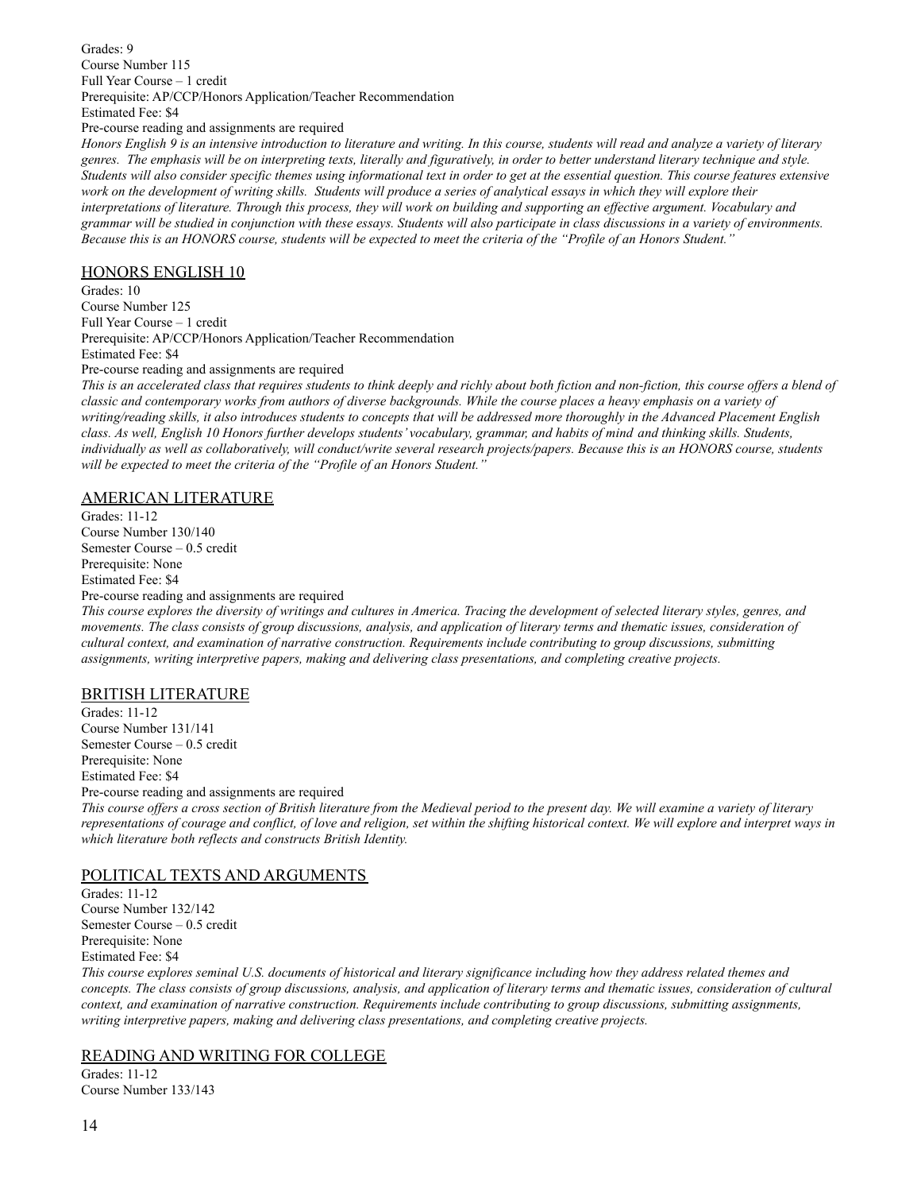Grades: 9
Course Number 115
Full Year Course – 1 credit
Prerequisite: AP/CCP/Honors Application/Teacher Recommendation
Estimated Fee: $4
Pre-course reading and assignments are required

*Honors English 9 is an intensive introduction to literature and writing. In this course, students will read and analyze a variety of literary genres. The emphasis will be on interpreting texts, literally and figuratively, in order to better understand literary technique and style. Students will also consider specific themes using informational text in order to get at the essential question. This course features extensive work on the development of writing skills. Students will produce a series of analytical essays in which they will explore their interpretations of literature. Through this process, they will work on building and supporting an effective argument. Vocabulary and grammar will be studied in conjunction with these essays. Students will also participate in class discussions in a variety of environments. Because this is an HONORS course, students will be expected to meet the criteria of the "Profile of an Honors Student."*

## HONORS ENGLISH 10

Grades: 10
Course Number 125
Full Year Course – 1 credit
Prerequisite: AP/CCP/Honors Application/Teacher Recommendation
Estimated Fee: $4
Pre-course reading and assignments are required

*This is an accelerated class that requires students to think deeply and richly about both fiction and non-fiction, this course offers a blend of classic and contemporary works from authors of diverse backgrounds. While the course places a heavy emphasis on a variety of writing/reading skills, it also introduces students to concepts that will be addressed more thoroughly in the Advanced Placement English class. As well, English 10 Honors further develops students' vocabulary, grammar, and habits of mind and thinking skills. Students, individually as well as collaboratively, will conduct/write several research projects/papers. Because this is an HONORS course, students will be expected to meet the criteria of the "Profile of an Honors Student."*

## AMERICAN LITERATURE

Grades: 11-12
Course Number 130/140
Semester Course – 0.5 credit
Prerequisite: None
Estimated Fee: $4
Pre-course reading and assignments are required

*This course explores the diversity of writings and cultures in America. Tracing the development of selected literary styles, genres, and movements. The class consists of group discussions, analysis, and application of literary terms and thematic issues, consideration of cultural context, and examination of narrative construction. Requirements include contributing to group discussions, submitting assignments, writing interpretive papers, making and delivering class presentations, and completing creative projects.*

## BRITISH LITERATURE

Grades: 11-12
Course Number 131/141
Semester Course – 0.5 credit
Prerequisite: None
Estimated Fee: $4
Pre-course reading and assignments are required

*This course offers a cross section of British literature from the Medieval period to the present day. We will examine a variety of literary representations of courage and conflict, of love and religion, set within the shifting historical context. We will explore and interpret ways in which literature both reflects and constructs British Identity.*

## POLITICAL TEXTS AND ARGUMENTS

Grades: 11-12
Course Number 132/142
Semester Course – 0.5 credit
Prerequisite: None
Estimated Fee: $4

*This course explores seminal U.S. documents of historical and literary significance including how they address related themes and concepts. The class consists of group discussions, analysis, and application of literary terms and thematic issues, consideration of cultural context, and examination of narrative construction. Requirements include contributing to group discussions, submitting assignments, writing interpretive papers, making and delivering class presentations, and completing creative projects.*

## READING AND WRITING FOR COLLEGE

Grades: 11-12
Course Number 133/143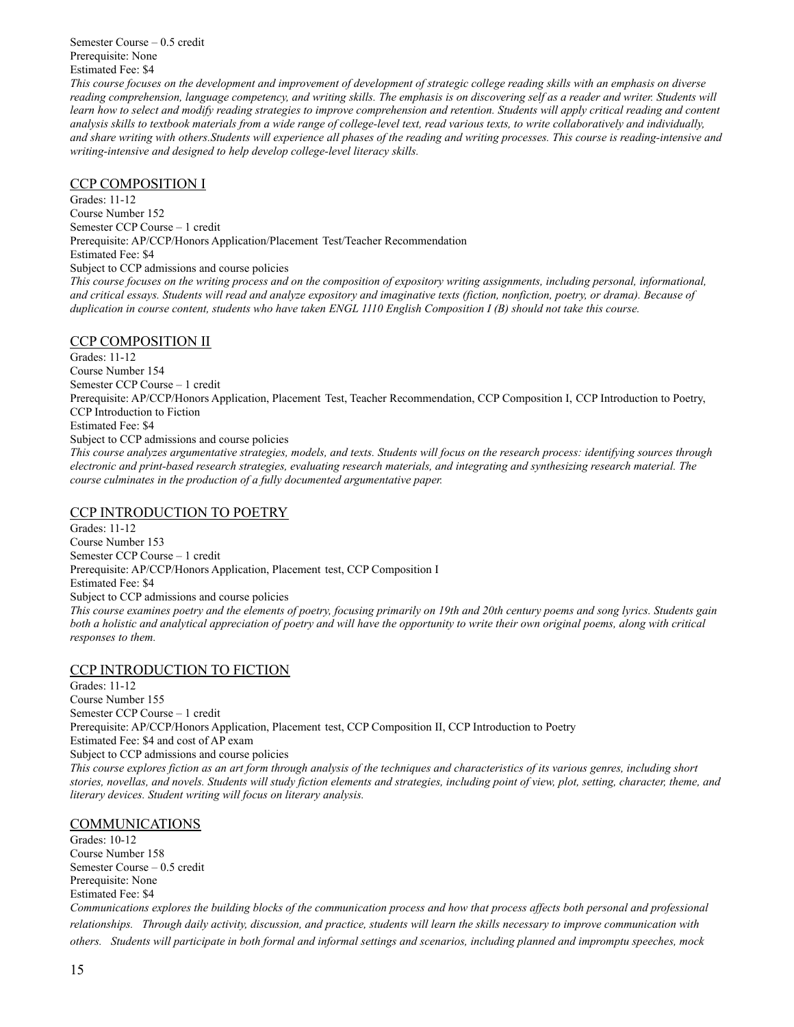Semester Course – 0.5 credit
Prerequisite: None
Estimated Fee: $4

*This course focuses on the development and improvement of development of strategic college reading skills with an emphasis on diverse reading comprehension, language competency, and writing skills. The emphasis is on discovering self as a reader and writer. Students will learn how to select and modify reading strategies to improve comprehension and retention. Students will apply critical reading and content analysis skills to textbook materials from a wide range of college-level text, read various texts, to write collaboratively and individually, and share writing with others.Students will experience all phases of the reading and writing processes. This course is reading-intensive and writing-intensive and designed to help develop college-level literacy skills.*

## CCP COMPOSITION I

Grades: 11-12
Course Number 152
Semester CCP Course – 1 credit
Prerequisite: AP/CCP/Honors Application/Placement Test/Teacher Recommendation
Estimated Fee: $4
Subject to CCP admissions and course policies

*This course focuses on the writing process and on the composition of expository writing assignments, including personal, informational, and critical essays. Students will read and analyze expository and imaginative texts (fiction, nonfiction, poetry, or drama). Because of duplication in course content, students who have taken ENGL 1110 English Composition I (B) should not take this course.*

## CCP COMPOSITION II

Grades: 11-12
Course Number 154
Semester CCP Course – 1 credit
Prerequisite: AP/CCP/Honors Application, Placement Test, Teacher Recommendation, CCP Composition I, CCP Introduction to Poetry, CCP Introduction to Fiction
Estimated Fee: $4
Subject to CCP admissions and course policies

*This course analyzes argumentative strategies, models, and texts. Students will focus on the research process: identifying sources through electronic and print-based research strategies, evaluating research materials, and integrating and synthesizing research material. The course culminates in the production of a fully documented argumentative paper.*

## CCP INTRODUCTION TO POETRY

Grades: 11-12
Course Number 153
Semester CCP Course – 1 credit
Prerequisite: AP/CCP/Honors Application, Placement test, CCP Composition I
Estimated Fee: $4
Subject to CCP admissions and course policies

*This course examines poetry and the elements of poetry, focusing primarily on 19th and 20th century poems and song lyrics. Students gain both a holistic and analytical appreciation of poetry and will have the opportunity to write their own original poems, along with critical responses to them.*

## CCP INTRODUCTION TO FICTION

Grades: 11-12
Course Number 155
Semester CCP Course – 1 credit
Prerequisite: AP/CCP/Honors Application, Placement test, CCP Composition II, CCP Introduction to Poetry
Estimated Fee: $4 and cost of AP exam
Subject to CCP admissions and course policies

*This course explores fiction as an art form through analysis of the techniques and characteristics of its various genres, including short stories, novellas, and novels. Students will study fiction elements and strategies, including point of view, plot, setting, character, theme, and literary devices. Student writing will focus on literary analysis.*

## COMMUNICATIONS

Grades: 10-12
Course Number 158
Semester Course – 0.5 credit
Prerequisite: None
Estimated Fee: $4

*Communications explores the building blocks of the communication process and how that process affects both personal and professional relationships. Through daily activity, discussion, and practice, students will learn the skills necessary to improve communication with others. Students will participate in both formal and informal settings and scenarios, including planned and impromptu speeches, mock*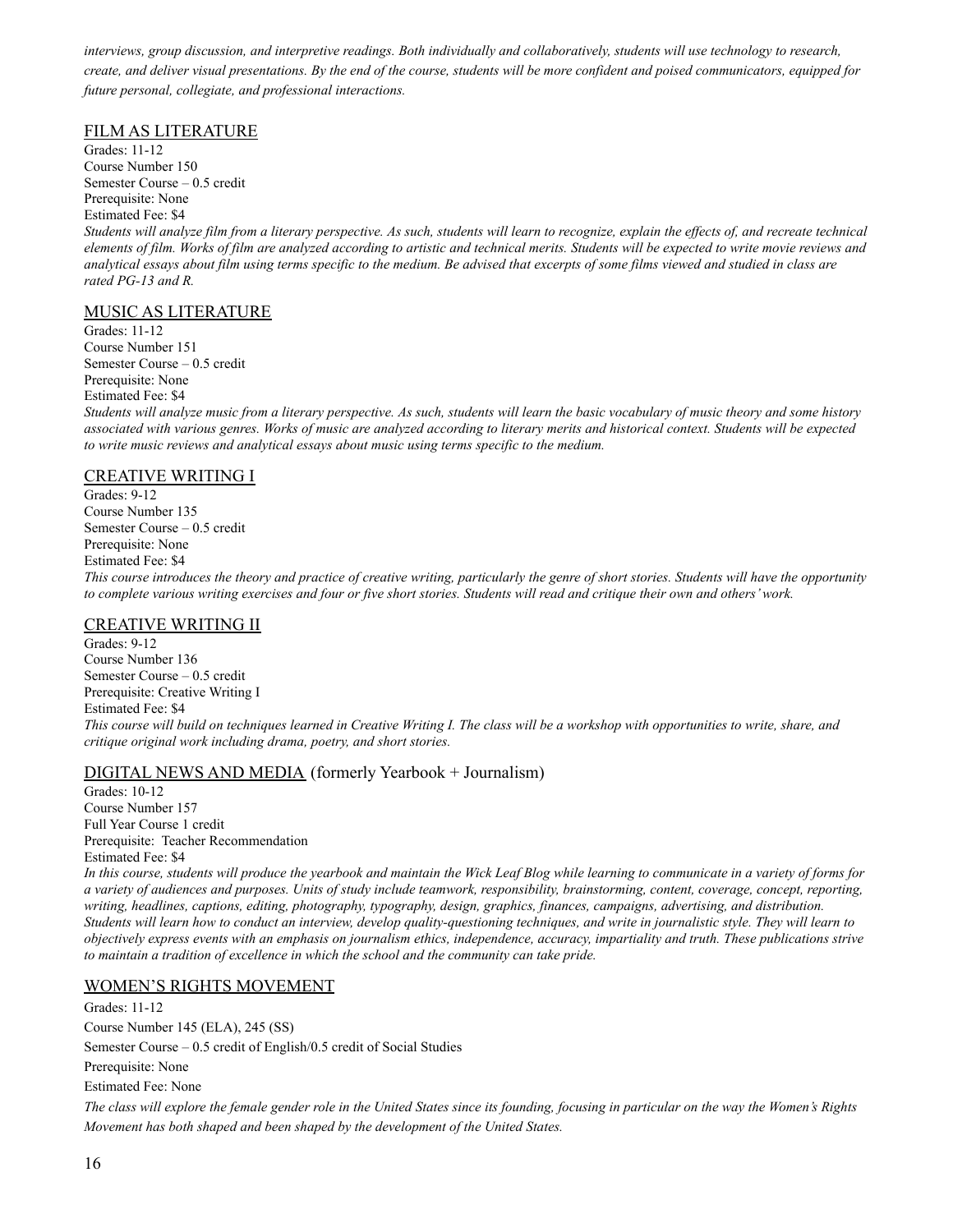*interviews, group discussion, and interpretive readings. Both individually and collaboratively, students will use technology to research, create, and deliver visual presentations. By the end of the course, students will be more confident and poised communicators, equipped for future personal, collegiate, and professional interactions.*

## FILM AS LITERATURE

Grades: 11-12
Course Number 150
Semester Course – 0.5 credit
Prerequisite: None
Estimated Fee: $4

*Students will analyze film from a literary perspective. As such, students will learn to recognize, explain the effects of, and recreate technical elements of film. Works of film are analyzed according to artistic and technical merits. Students will be expected to write movie reviews and analytical essays about film using terms specific to the medium. Be advised that excerpts of some films viewed and studied in class are rated PG-13 and R.*

## MUSIC AS LITERATURE

Grades: 11-12
Course Number 151
Semester Course – 0.5 credit
Prerequisite: None
Estimated Fee: $4

*Students will analyze music from a literary perspective. As such, students will learn the basic vocabulary of music theory and some history associated with various genres. Works of music are analyzed according to literary merits and historical context. Students will be expected to write music reviews and analytical essays about music using terms specific to the medium.*

## CREATIVE WRITING I

Grades: 9-12
Course Number 135
Semester Course – 0.5 credit
Prerequisite: None
Estimated Fee: $4

*This course introduces the theory and practice of creative writing, particularly the genre of short stories. Students will have the opportunity to complete various writing exercises and four or five short stories. Students will read and critique their own and others' work.*

## CREATIVE WRITING II

Grades: 9-12
Course Number 136
Semester Course – 0.5 credit
Prerequisite: Creative Writing I
Estimated Fee: $4

*This course will build on techniques learned in Creative Writing I. The class will be a workshop with opportunities to write, share, and critique original work including drama, poetry, and short stories.*

## DIGITAL NEWS AND MEDIA (formerly Yearbook + Journalism)

Grades: 10-12
Course Number 157
Full Year Course 1 credit
Prerequisite: Teacher Recommendation
Estimated Fee: $4

*In this course, students will produce the yearbook and maintain the Wick Leaf Blog while learning to communicate in a variety of forms for a variety of audiences and purposes. Units of study include teamwork, responsibility, brainstorming, content, coverage, concept, reporting, writing, headlines, captions, editing, photography, typography, design, graphics, finances, campaigns, advertising, and distribution. Students will learn how to conduct an interview, develop quality-questioning techniques, and write in journalistic style. They will learn to objectively express events with an emphasis on journalism ethics, independence, accuracy, impartiality and truth. These publications strive to maintain a tradition of excellence in which the school and the community can take pride.*

## WOMEN'S RIGHTS MOVEMENT

Grades: 11-12
Course Number 145 (ELA), 245 (SS)
Semester Course – 0.5 credit of English/0.5 credit of Social Studies
Prerequisite: None
Estimated Fee: None

*The class will explore the female gender role in the United States since its founding, focusing in particular on the way the Women's Rights Movement has both shaped and been shaped by the development of the United States.*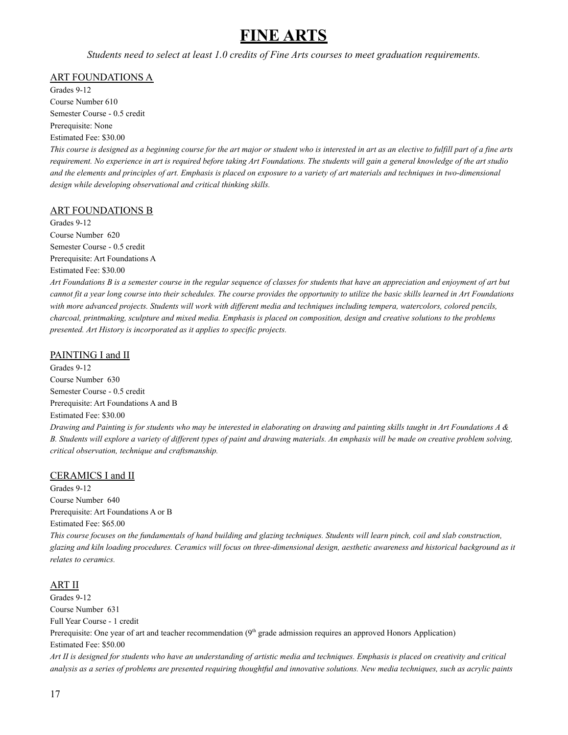# FINE ARTS

*Students need to select at least 1.0 credits of Fine Arts courses to meet graduation requirements.*

## ART FOUNDATIONS A

Grades 9-12
Course Number 610
Semester Course - 0.5 credit
Prerequisite: None
Estimated Fee: $30.00

*This course is designed as a beginning course for the art major or student who is interested in art as an elective to fulfill part of a fine arts requirement. No experience in art is required before taking Art Foundations. The students will gain a general knowledge of the art studio and the elements and principles of art. Emphasis is placed on exposure to a variety of art materials and techniques in two-dimensional design while developing observational and critical thinking skills.*

## ART FOUNDATIONS B

Grades 9-12
Course Number 620
Semester Course - 0.5 credit
Prerequisite: Art Foundations A
Estimated Fee: $30.00

*Art Foundations B is a semester course in the regular sequence of classes for students that have an appreciation and enjoyment of art but cannot fit a year long course into their schedules. The course provides the opportunity to utilize the basic skills learned in Art Foundations with more advanced projects. Students will work with different media and techniques including tempera, watercolors, colored pencils, charcoal, printmaking, sculpture and mixed media. Emphasis is placed on composition, design and creative solutions to the problems presented. Art History is incorporated as it applies to specific projects.*

## PAINTING I and II

Grades 9-12
Course Number 630
Semester Course - 0.5 credit
Prerequisite: Art Foundations A and B
Estimated Fee: $30.00

*Drawing and Painting is for students who may be interested in elaborating on drawing and painting skills taught in Art Foundations A & B. Students will explore a variety of different types of paint and drawing materials. An emphasis will be made on creative problem solving, critical observation, technique and craftsmanship.*

## CERAMICS I and II

Grades 9-12
Course Number 640
Prerequisite: Art Foundations A or B
Estimated Fee: $65.00

*This course focuses on the fundamentals of hand building and glazing techniques. Students will learn pinch, coil and slab construction, glazing and kiln loading procedures. Ceramics will focus on three-dimensional design, aesthetic awareness and historical background as it relates to ceramics.*

## ART II

Grades 9-12
Course Number 631
Full Year Course - 1 credit
Prerequisite: One year of art and teacher recommendation (9th grade admission requires an approved Honors Application)
Estimated Fee: $50.00

*Art II is designed for students who have an understanding of artistic media and techniques. Emphasis is placed on creativity and critical analysis as a series of problems are presented requiring thoughtful and innovative solutions. New media techniques, such as acrylic paints*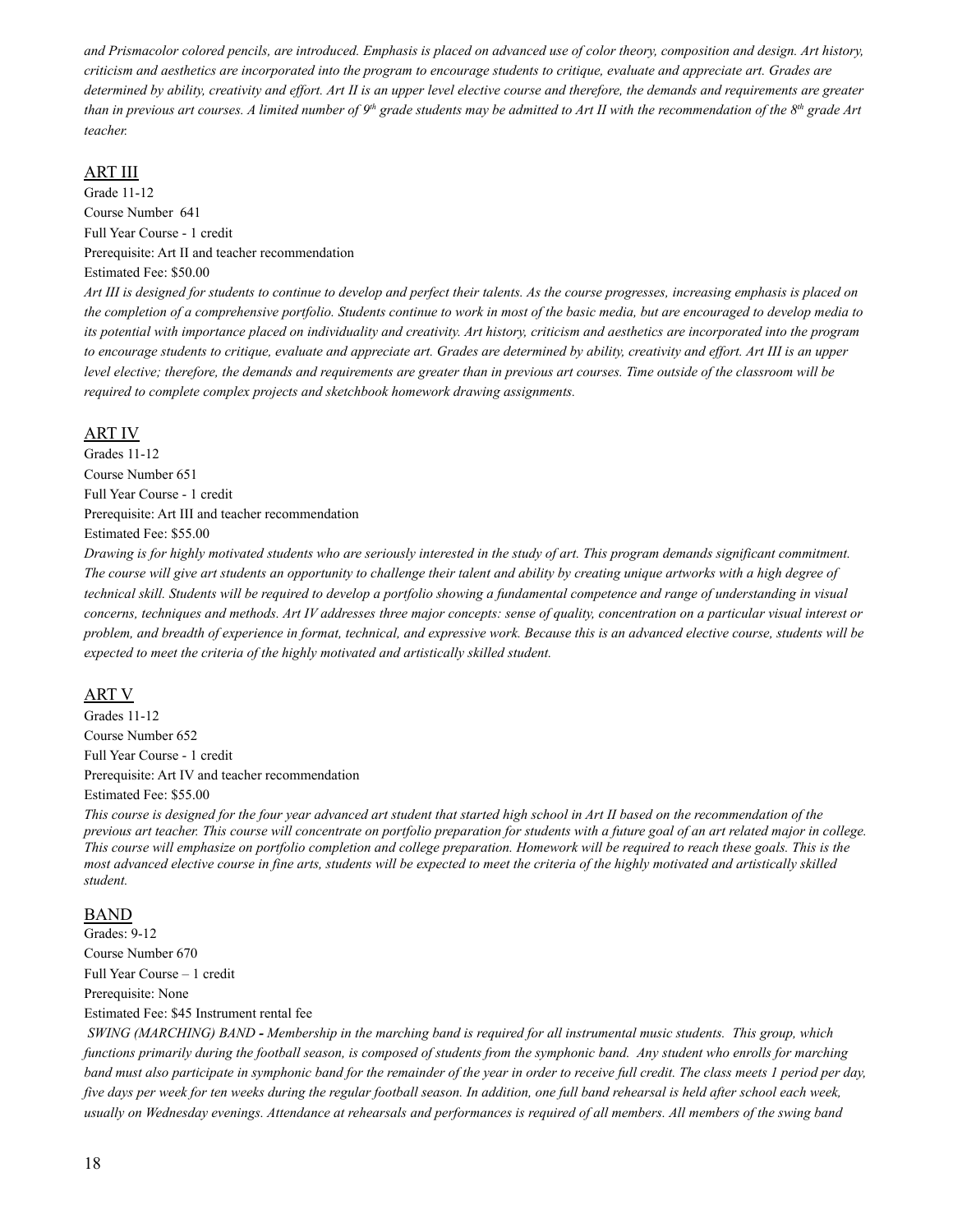*and Prismacolor colored pencils, are introduced. Emphasis is placed on advanced use of color theory, composition and design. Art history, criticism and aesthetics are incorporated into the program to encourage students to critique, evaluate and appreciate art. Grades are determined by ability, creativity and effort. Art II is an upper level elective course and therefore, the demands and requirements are greater than in previous art courses. A limited number of 9th grade students may be admitted to Art II with the recommendation of the 8th grade Art teacher.*

## ART III

Grade 11-12
Course Number 641
Full Year Course - 1 credit
Prerequisite: Art II and teacher recommendation
Estimated Fee: $50.00

*Art III is designed for students to continue to develop and perfect their talents. As the course progresses, increasing emphasis is placed on the completion of a comprehensive portfolio. Students continue to work in most of the basic media, but are encouraged to develop media to its potential with importance placed on individuality and creativity. Art history, criticism and aesthetics are incorporated into the program to encourage students to critique, evaluate and appreciate art. Grades are determined by ability, creativity and effort. Art III is an upper level elective; therefore, the demands and requirements are greater than in previous art courses. Time outside of the classroom will be required to complete complex projects and sketchbook homework drawing assignments.*

## ART IV

Grades 11-12
Course Number 651
Full Year Course - 1 credit
Prerequisite: Art III and teacher recommendation
Estimated Fee: $55.00

*Drawing is for highly motivated students who are seriously interested in the study of art. This program demands significant commitment. The course will give art students an opportunity to challenge their talent and ability by creating unique artworks with a high degree of technical skill. Students will be required to develop a portfolio showing a fundamental competence and range of understanding in visual concerns, techniques and methods. Art IV addresses three major concepts: sense of quality, concentration on a particular visual interest or problem, and breadth of experience in format, technical, and expressive work. Because this is an advanced elective course, students will be expected to meet the criteria of the highly motivated and artistically skilled student.*

## ART V

Grades 11-12
Course Number 652
Full Year Course - 1 credit
Prerequisite: Art IV and teacher recommendation
Estimated Fee: $55.00

*This course is designed for the four year advanced art student that started high school in Art II based on the recommendation of the previous art teacher. This course will concentrate on portfolio preparation for students with a future goal of an art related major in college. This course will emphasize on portfolio completion and college preparation. Homework will be required to reach these goals. This is the most advanced elective course in fine arts, students will be expected to meet the criteria of the highly motivated and artistically skilled student.*

## BAND

Grades: 9-12
Course Number 670
Full Year Course – 1 credit
Prerequisite: None
Estimated Fee: $45 Instrument rental fee

*SWING (MARCHING) BAND - Membership in the marching band is required for all instrumental music students. This group, which functions primarily during the football season, is composed of students from the symphonic band. Any student who enrolls for marching band must also participate in symphonic band for the remainder of the year in order to receive full credit. The class meets 1 period per day, five days per week for ten weeks during the regular football season. In addition, one full band rehearsal is held after school each week, usually on Wednesday evenings. Attendance at rehearsals and performances is required of all members. All members of the swing band*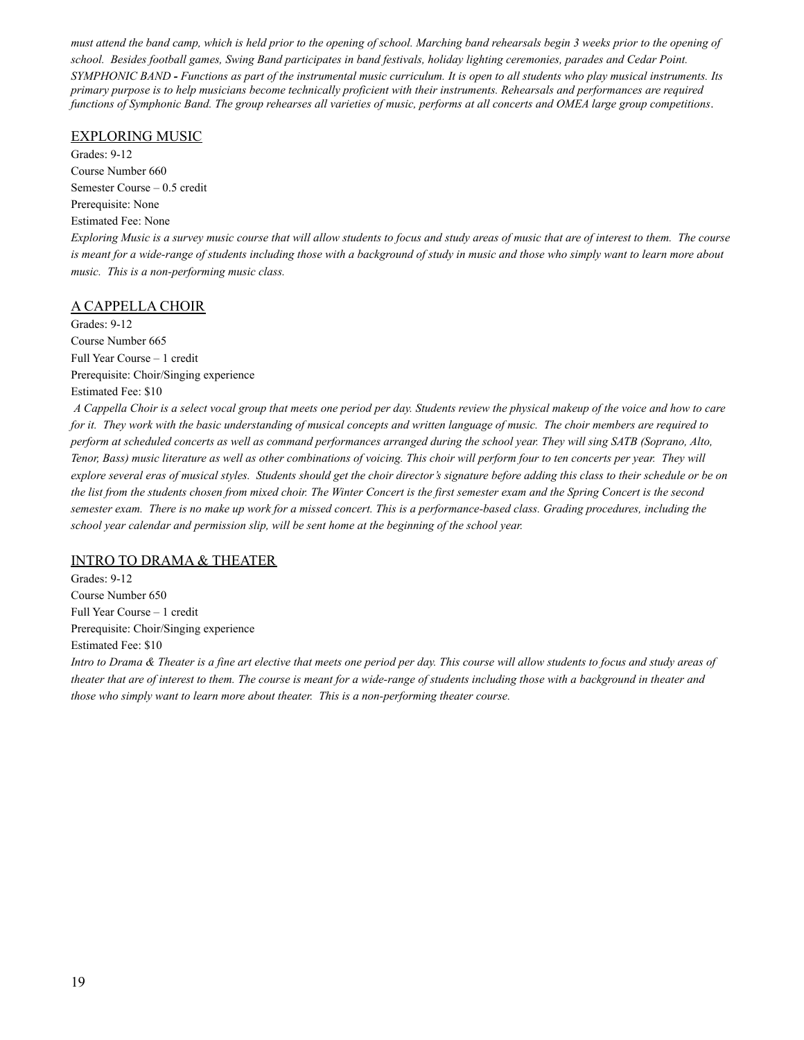*must attend the band camp, which is held prior to the opening of school. Marching band rehearsals begin 3 weeks prior to the opening of school. Besides football games, Swing Band participates in band festivals, holiday lighting ceremonies, parades and Cedar Point.*
*SYMPHONIC BAND - Functions as part of the instrumental music curriculum. It is open to all students who play musical instruments. Its primary purpose is to help musicians become technically proficient with their instruments. Rehearsals and performances are required functions of Symphonic Band. The group rehearses all varieties of music, performs at all concerts and OMEA large group competitions.*

## EXPLORING MUSIC

Grades: 9-12
Course Number 660
Semester Course – 0.5 credit
Prerequisite: None
Estimated Fee: None

*Exploring Music is a survey music course that will allow students to focus and study areas of music that are of interest to them. The course is meant for a wide-range of students including those with a background of study in music and those who simply want to learn more about music. This is a non-performing music class.*

## A CAPPELLA CHOIR

Grades: 9-12
Course Number 665
Full Year Course – 1 credit
Prerequisite: Choir/Singing experience
Estimated Fee: $10

*A Cappella Choir is a select vocal group that meets one period per day. Students review the physical makeup of the voice and how to care for it. They work with the basic understanding of musical concepts and written language of music. The choir members are required to perform at scheduled concerts as well as command performances arranged during the school year. They will sing SATB (Soprano, Alto, Tenor, Bass) music literature as well as other combinations of voicing. This choir will perform four to ten concerts per year. They will explore several eras of musical styles. Students should get the choir director's signature before adding this class to their schedule or be on the list from the students chosen from mixed choir. The Winter Concert is the first semester exam and the Spring Concert is the second semester exam. There is no make up work for a missed concert. This is a performance-based class. Grading procedures, including the school year calendar and permission slip, will be sent home at the beginning of the school year.*

## INTRO TO DRAMA & THEATER

Grades: 9-12
Course Number 650
Full Year Course – 1 credit
Prerequisite: Choir/Singing experience
Estimated Fee: $10

*Intro to Drama & Theater is a fine art elective that meets one period per day. This course will allow students to focus and study areas of theater that are of interest to them. The course is meant for a wide-range of students including those with a background in theater and those who simply want to learn more about theater. This is a non-performing theater course.*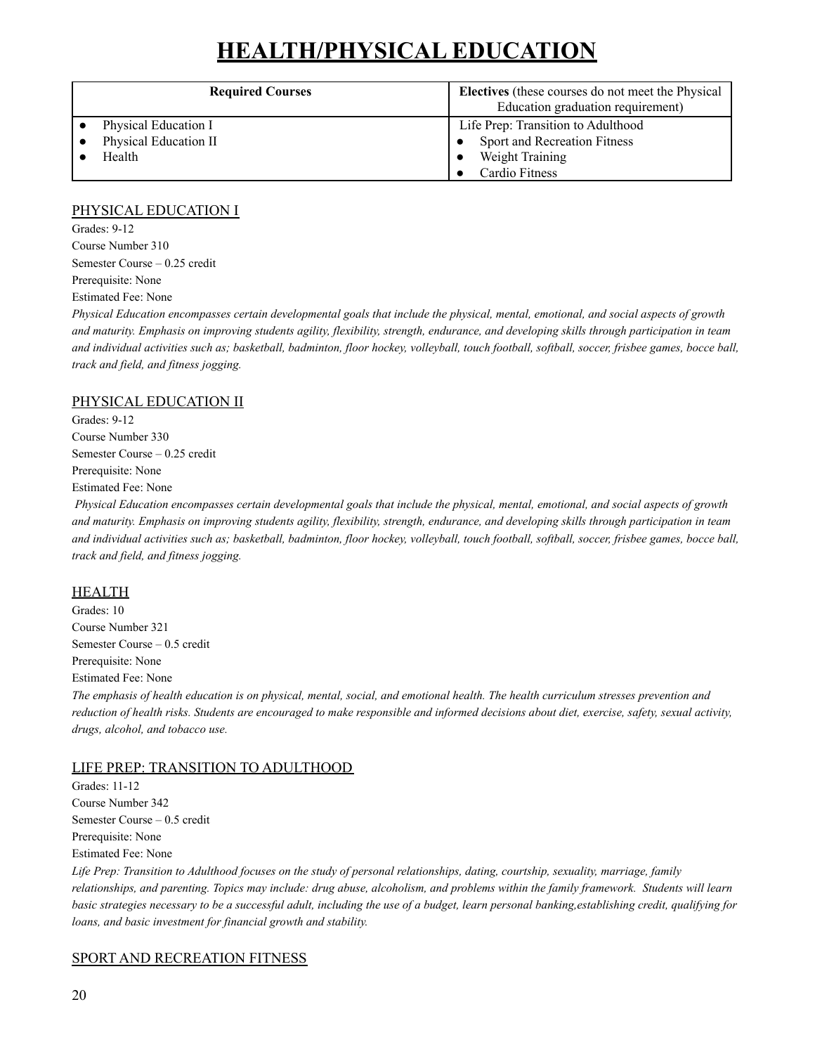# HEALTH/PHYSICAL EDUCATION

| **Required Courses** | **Electives** (these courses do not meet the Physical Education graduation requirement) |
| --- | --- |
| • Physical Education I<br>• Physical Education II<br>• Health | Life Prep: Transition to Adulthood<br>• Sport and Recreation Fitness<br>• Weight Training<br>• Cardio Fitness |

## PHYSICAL EDUCATION I

Grades: 9-12
Course Number 310
Semester Course – 0.25 credit
Prerequisite: None
Estimated Fee: None

*Physical Education encompasses certain developmental goals that include the physical, mental, emotional, and social aspects of growth and maturity. Emphasis on improving students agility, flexibility, strength, endurance, and developing skills through participation in team and individual activities such as; basketball, badminton, floor hockey, volleyball, touch football, softball, soccer, frisbee games, bocce ball, track and field, and fitness jogging.*

## PHYSICAL EDUCATION II

Grades: 9-12
Course Number 330
Semester Course – 0.25 credit
Prerequisite: None
Estimated Fee: None

*Physical Education encompasses certain developmental goals that include the physical, mental, emotional, and social aspects of growth and maturity. Emphasis on improving students agility, flexibility, strength, endurance, and developing skills through participation in team and individual activities such as; basketball, badminton, floor hockey, volleyball, touch football, softball, soccer, frisbee games, bocce ball, track and field, and fitness jogging.*

## HEALTH

Grades: 10
Course Number 321
Semester Course – 0.5 credit
Prerequisite: None
Estimated Fee: None

*The emphasis of health education is on physical, mental, social, and emotional health. The health curriculum stresses prevention and reduction of health risks. Students are encouraged to make responsible and informed decisions about diet, exercise, safety, sexual activity, drugs, alcohol, and tobacco use.*

## LIFE PREP: TRANSITION TO ADULTHOOD

Grades: 11-12
Course Number 342
Semester Course – 0.5 credit
Prerequisite: None
Estimated Fee: None

*Life Prep: Transition to Adulthood focuses on the study of personal relationships, dating, courtship, sexuality, marriage, family relationships, and parenting. Topics may include: drug abuse, alcoholism, and problems within the family framework. Students will learn basic strategies necessary to be a successful adult, including the use of a budget, learn personal banking,establishing credit, qualifying for loans, and basic investment for financial growth and stability.*

## SPORT AND RECREATION FITNESS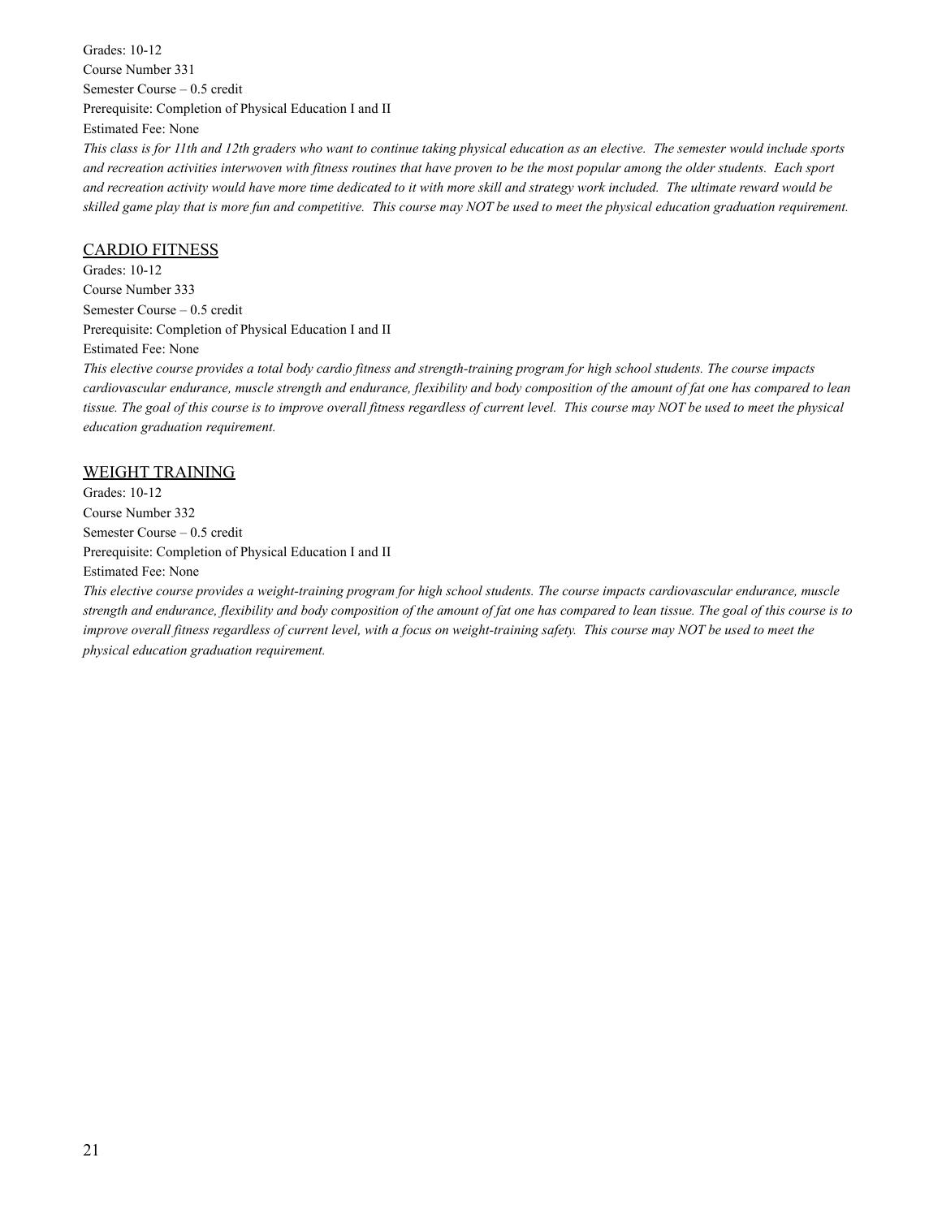Grades: 10-12
Course Number 331
Semester Course – 0.5 credit
Prerequisite: Completion of Physical Education I and II
Estimated Fee: None

*This class is for 11th and 12th graders who want to continue taking physical education as an elective. The semester would include sports and recreation activities interwoven with fitness routines that have proven to be the most popular among the older students. Each sport and recreation activity would have more time dedicated to it with more skill and strategy work included. The ultimate reward would be skilled game play that is more fun and competitive. This course may NOT be used to meet the physical education graduation requirement.*

## CARDIO FITNESS

Grades: 10-12
Course Number 333
Semester Course – 0.5 credit
Prerequisite: Completion of Physical Education I and II
Estimated Fee: None

*This elective course provides a total body cardio fitness and strength-training program for high school students. The course impacts cardiovascular endurance, muscle strength and endurance, flexibility and body composition of the amount of fat one has compared to lean tissue. The goal of this course is to improve overall fitness regardless of current level. This course may NOT be used to meet the physical education graduation requirement.*

## WEIGHT TRAINING

Grades: 10-12
Course Number 332
Semester Course – 0.5 credit
Prerequisite: Completion of Physical Education I and II
Estimated Fee: None

*This elective course provides a weight-training program for high school students. The course impacts cardiovascular endurance, muscle strength and endurance, flexibility and body composition of the amount of fat one has compared to lean tissue. The goal of this course is to improve overall fitness regardless of current level, with a focus on weight-training safety. This course may NOT be used to meet the physical education graduation requirement.*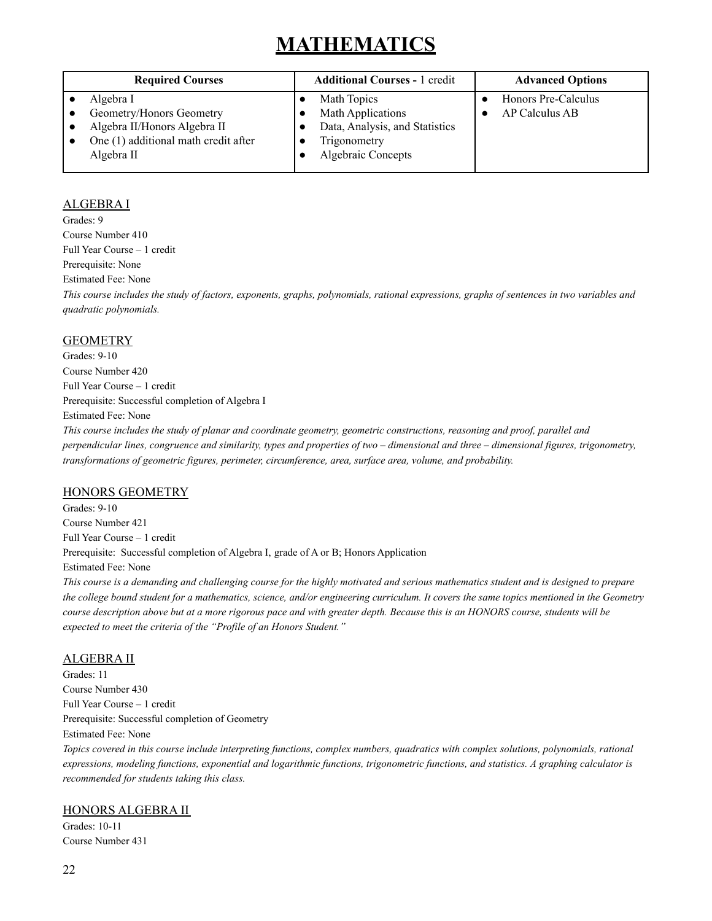# MATHEMATICS

| Required Courses | Additional Courses - 1 credit | Advanced Options |
|---|---|---|
| • Algebra I<br>• Geometry/Honors Geometry<br>• Algebra II/Honors Algebra II<br>• One (1) additional math credit after Algebra II | • Math Topics<br>• Math Applications<br>• Data, Analysis, and Statistics<br>• Trigonometry<br>• Algebraic Concepts | • Honors Pre-Calculus<br>• AP Calculus AB |

ALGEBRA I

Grades: 9
Course Number 410
Full Year Course – 1 credit
Prerequisite: None
Estimated Fee: None

*This course includes the study of factors, exponents, graphs, polynomials, rational expressions, graphs of sentences in two variables and quadratic polynomials.*

GEOMETRY

Grades: 9-10
Course Number 420
Full Year Course – 1 credit
Prerequisite: Successful completion of Algebra I
Estimated Fee: None

*This course includes the study of planar and coordinate geometry, geometric constructions, reasoning and proof, parallel and perpendicular lines, congruence and similarity, types and properties of two – dimensional and three – dimensional figures, trigonometry, transformations of geometric figures, perimeter, circumference, area, surface area, volume, and probability.*

HONORS GEOMETRY

Grades: 9-10
Course Number 421
Full Year Course – 1 credit
Prerequisite: Successful completion of Algebra I, grade of A or B; Honors Application
Estimated Fee: None

*This course is a demanding and challenging course for the highly motivated and serious mathematics student and is designed to prepare the college bound student for a mathematics, science, and/or engineering curriculum. It covers the same topics mentioned in the Geometry course description above but at a more rigorous pace and with greater depth. Because this is an HONORS course, students will be expected to meet the criteria of the "Profile of an Honors Student."*

ALGEBRA II

Grades: 11
Course Number 430
Full Year Course – 1 credit
Prerequisite: Successful completion of Geometry
Estimated Fee: None

*Topics covered in this course include interpreting functions, complex numbers, quadratics with complex solutions, polynomials, rational expressions, modeling functions, exponential and logarithmic functions, trigonometric functions, and statistics. A graphing calculator is recommended for students taking this class.*

HONORS ALGEBRA II

Grades: 10-11
Course Number 431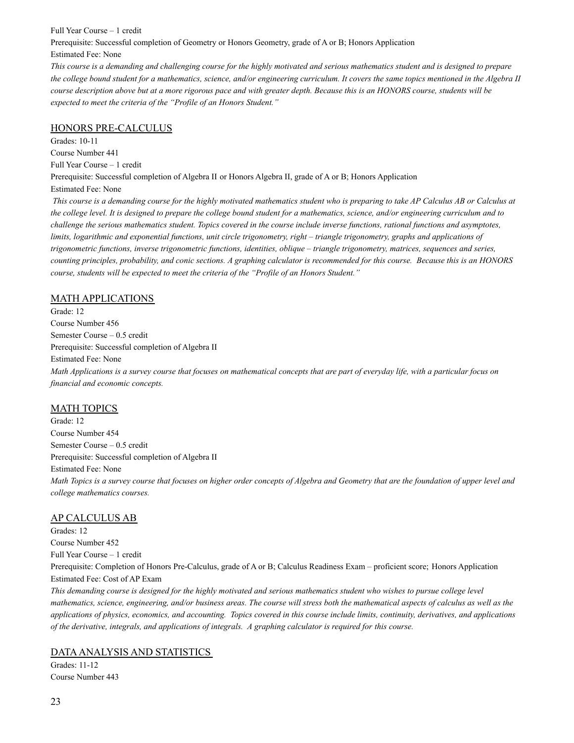Full Year Course – 1 credit

Prerequisite: Successful completion of Geometry or Honors Geometry, grade of A or B; Honors Application

Estimated Fee: None

*This course is a demanding and challenging course for the highly motivated and serious mathematics student and is designed to prepare the college bound student for a mathematics, science, and/or engineering curriculum. It covers the same topics mentioned in the Algebra II course description above but at a more rigorous pace and with greater depth. Because this is an HONORS course, students will be expected to meet the criteria of the "Profile of an Honors Student."*

## HONORS PRE-CALCULUS

Grades: 10-11

Course Number 441

Full Year Course – 1 credit

Prerequisite: Successful completion of Algebra II or Honors Algebra II, grade of A or B; Honors Application

Estimated Fee: None

*This course is a demanding course for the highly motivated mathematics student who is preparing to take AP Calculus AB or Calculus at the college level. It is designed to prepare the college bound student for a mathematics, science, and/or engineering curriculum and to challenge the serious mathematics student. Topics covered in the course include inverse functions, rational functions and asymptotes, limits, logarithmic and exponential functions, unit circle trigonometry, right – triangle trigonometry, graphs and applications of trigonometric functions, inverse trigonometric functions, identities, oblique – triangle trigonometry, matrices, sequences and series, counting principles, probability, and conic sections. A graphing calculator is recommended for this course. Because this is an HONORS course, students will be expected to meet the criteria of the "Profile of an Honors Student."*

## MATH APPLICATIONS

Grade: 12

Course Number 456

Semester Course – 0.5 credit

Prerequisite: Successful completion of Algebra II

Estimated Fee: None

*Math Applications is a survey course that focuses on mathematical concepts that are part of everyday life, with a particular focus on financial and economic concepts.*

## MATH TOPICS

Grade: 12

Course Number 454

Semester Course – 0.5 credit

Prerequisite: Successful completion of Algebra II

Estimated Fee: None

*Math Topics is a survey course that focuses on higher order concepts of Algebra and Geometry that are the foundation of upper level and college mathematics courses.*

## AP CALCULUS AB

Grades: 12

Course Number 452

Full Year Course – 1 credit

Prerequisite: Completion of Honors Pre-Calculus, grade of A or B; Calculus Readiness Exam – proficient score; Honors Application

Estimated Fee: Cost of AP Exam

*This demanding course is designed for the highly motivated and serious mathematics student who wishes to pursue college level mathematics, science, engineering, and/or business areas. The course will stress both the mathematical aspects of calculus as well as the applications of physics, economics, and accounting. Topics covered in this course include limits, continuity, derivatives, and applications of the derivative, integrals, and applications of integrals. A graphing calculator is required for this course.*

## DATA ANALYSIS AND STATISTICS

Grades: 11-12

Course Number 443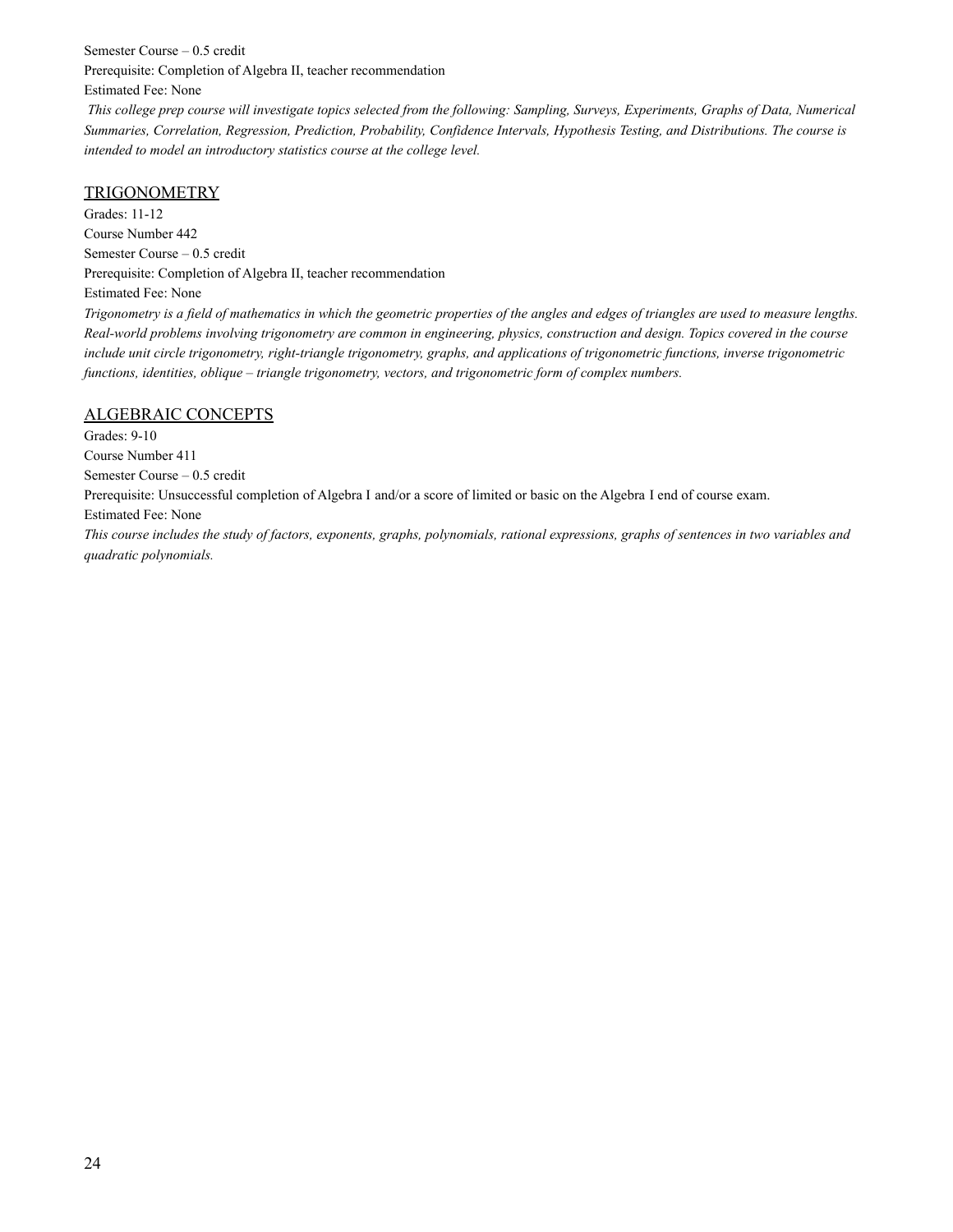Semester Course – 0.5 credit

Prerequisite: Completion of Algebra II, teacher recommendation

Estimated Fee: None

*This college prep course will investigate topics selected from the following: Sampling, Surveys, Experiments, Graphs of Data, Numerical Summaries, Correlation, Regression, Prediction, Probability, Confidence Intervals, Hypothesis Testing, and Distributions. The course is intended to model an introductory statistics course at the college level.*

## TRIGONOMETRY

Grades: 11-12

Course Number 442

Semester Course – 0.5 credit

Prerequisite: Completion of Algebra II, teacher recommendation

Estimated Fee: None

*Trigonometry is a field of mathematics in which the geometric properties of the angles and edges of triangles are used to measure lengths. Real-world problems involving trigonometry are common in engineering, physics, construction and design. Topics covered in the course include unit circle trigonometry, right-triangle trigonometry, graphs, and applications of trigonometric functions, inverse trigonometric functions, identities, oblique – triangle trigonometry, vectors, and trigonometric form of complex numbers.*

## ALGEBRAIC CONCEPTS

Grades: 9-10

Course Number 411

Semester Course – 0.5 credit

Prerequisite: Unsuccessful completion of Algebra I and/or a score of limited or basic on the Algebra I end of course exam.

Estimated Fee: None

*This course includes the study of factors, exponents, graphs, polynomials, rational expressions, graphs of sentences in two variables and quadratic polynomials.*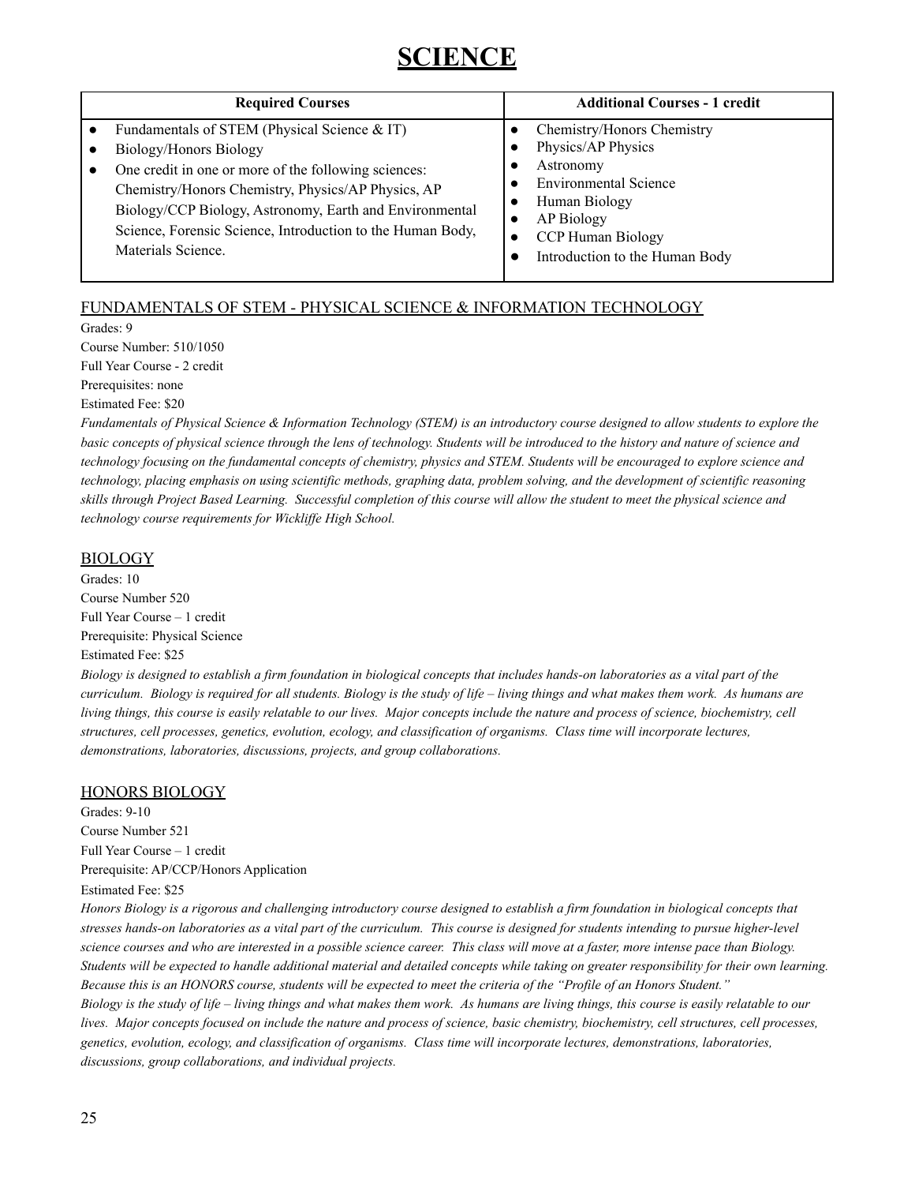# SCIENCE

| Required Courses | Additional Courses - 1 credit |
|---|---|
| • Fundamentals of STEM (Physical Science & IT)<br>• Biology/Honors Biology<br>• One credit in one or more of the following sciences: Chemistry/Honors Chemistry, Physics/AP Physics, AP Biology/CCP Biology, Astronomy, Earth and Environmental Science, Forensic Science, Introduction to the Human Body, Materials Science. | • Chemistry/Honors Chemistry<br>• Physics/AP Physics<br>• Astronomy<br>• Environmental Science<br>• Human Biology<br>• AP Biology<br>• CCP Human Biology<br>• Introduction to the Human Body |

## FUNDAMENTALS OF STEM - PHYSICAL SCIENCE & INFORMATION TECHNOLOGY

Grades: 9
Course Number: 510/1050
Full Year Course - 2 credit
Prerequisites: none
Estimated Fee: $20

*Fundamentals of Physical Science & Information Technology (STEM) is an introductory course designed to allow students to explore the basic concepts of physical science through the lens of technology. Students will be introduced to the history and nature of science and technology focusing on the fundamental concepts of chemistry, physics and STEM. Students will be encouraged to explore science and technology, placing emphasis on using scientific methods, graphing data, problem solving, and the development of scientific reasoning skills through Project Based Learning. Successful completion of this course will allow the student to meet the physical science and technology course requirements for Wickliffe High School.*

## BIOLOGY

Grades: 10
Course Number 520
Full Year Course – 1 credit
Prerequisite: Physical Science
Estimated Fee: $25

*Biology is designed to establish a firm foundation in biological concepts that includes hands-on laboratories as a vital part of the curriculum. Biology is required for all students. Biology is the study of life – living things and what makes them work. As humans are living things, this course is easily relatable to our lives. Major concepts include the nature and process of science, biochemistry, cell structures, cell processes, genetics, evolution, ecology, and classification of organisms. Class time will incorporate lectures, demonstrations, laboratories, discussions, projects, and group collaborations.*

## HONORS BIOLOGY

Grades: 9-10
Course Number 521
Full Year Course – 1 credit
Prerequisite: AP/CCP/Honors Application
Estimated Fee: $25

*Honors Biology is a rigorous and challenging introductory course designed to establish a firm foundation in biological concepts that stresses hands-on laboratories as a vital part of the curriculum. This course is designed for students intending to pursue higher-level science courses and who are interested in a possible science career. This class will move at a faster, more intense pace than Biology. Students will be expected to handle additional material and detailed concepts while taking on greater responsibility for their own learning. Because this is an HONORS course, students will be expected to meet the criteria of the "Profile of an Honors Student." Biology is the study of life – living things and what makes them work. As humans are living things, this course is easily relatable to our lives. Major concepts focused on include the nature and process of science, basic chemistry, biochemistry, cell structures, cell processes, genetics, evolution, ecology, and classification of organisms. Class time will incorporate lectures, demonstrations, laboratories, discussions, group collaborations, and individual projects.*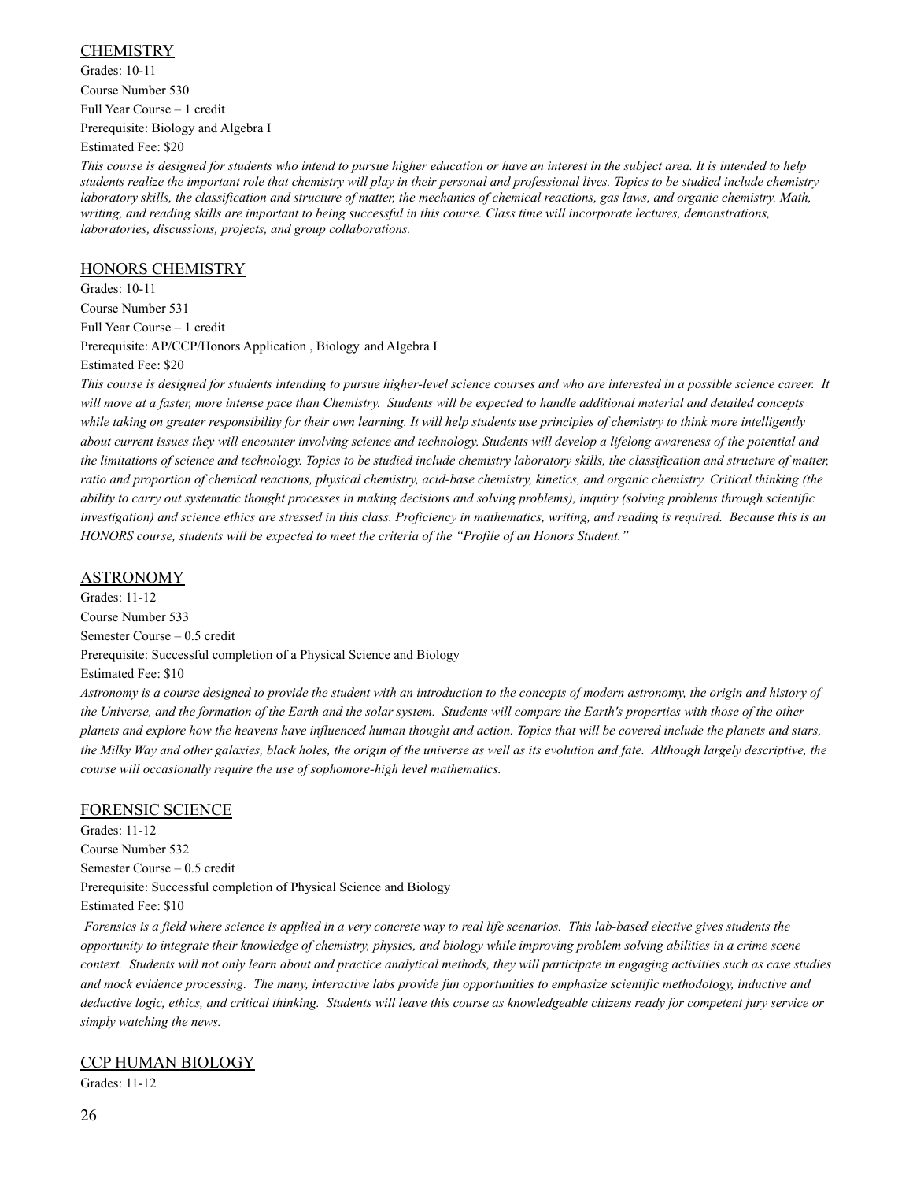## CHEMISTRY

Grades: 10-11
Course Number 530
Full Year Course – 1 credit
Prerequisite: Biology and Algebra I
Estimated Fee: $20

*This course is designed for students who intend to pursue higher education or have an interest in the subject area. It is intended to help students realize the important role that chemistry will play in their personal and professional lives. Topics to be studied include chemistry laboratory skills, the classification and structure of matter, the mechanics of chemical reactions, gas laws, and organic chemistry. Math, writing, and reading skills are important to being successful in this course. Class time will incorporate lectures, demonstrations, laboratories, discussions, projects, and group collaborations.*

## HONORS CHEMISTRY

Grades: 10-11
Course Number 531
Full Year Course – 1 credit
Prerequisite: AP/CCP/Honors Application , Biology and Algebra I
Estimated Fee: $20

*This course is designed for students intending to pursue higher-level science courses and who are interested in a possible science career. It will move at a faster, more intense pace than Chemistry. Students will be expected to handle additional material and detailed concepts while taking on greater responsibility for their own learning. It will help students use principles of chemistry to think more intelligently about current issues they will encounter involving science and technology. Students will develop a lifelong awareness of the potential and the limitations of science and technology. Topics to be studied include chemistry laboratory skills, the classification and structure of matter, ratio and proportion of chemical reactions, physical chemistry, acid-base chemistry, kinetics, and organic chemistry. Critical thinking (the ability to carry out systematic thought processes in making decisions and solving problems), inquiry (solving problems through scientific investigation) and science ethics are stressed in this class. Proficiency in mathematics, writing, and reading is required. Because this is an HONORS course, students will be expected to meet the criteria of the "Profile of an Honors Student."*

## ASTRONOMY

Grades: 11-12
Course Number 533
Semester Course – 0.5 credit
Prerequisite: Successful completion of a Physical Science and Biology
Estimated Fee: $10

*Astronomy is a course designed to provide the student with an introduction to the concepts of modern astronomy, the origin and history of the Universe, and the formation of the Earth and the solar system. Students will compare the Earth's properties with those of the other planets and explore how the heavens have influenced human thought and action. Topics that will be covered include the planets and stars, the Milky Way and other galaxies, black holes, the origin of the universe as well as its evolution and fate. Although largely descriptive, the course will occasionally require the use of sophomore-high level mathematics.*

## FORENSIC SCIENCE

Grades: 11-12
Course Number 532
Semester Course – 0.5 credit
Prerequisite: Successful completion of Physical Science and Biology
Estimated Fee: $10

*Forensics is a field where science is applied in a very concrete way to real life scenarios. This lab-based elective gives students the opportunity to integrate their knowledge of chemistry, physics, and biology while improving problem solving abilities in a crime scene context. Students will not only learn about and practice analytical methods, they will participate in engaging activities such as case studies and mock evidence processing. The many, interactive labs provide fun opportunities to emphasize scientific methodology, inductive and deductive logic, ethics, and critical thinking. Students will leave this course as knowledgeable citizens ready for competent jury service or simply watching the news.*

## CCP HUMAN BIOLOGY

Grades: 11-12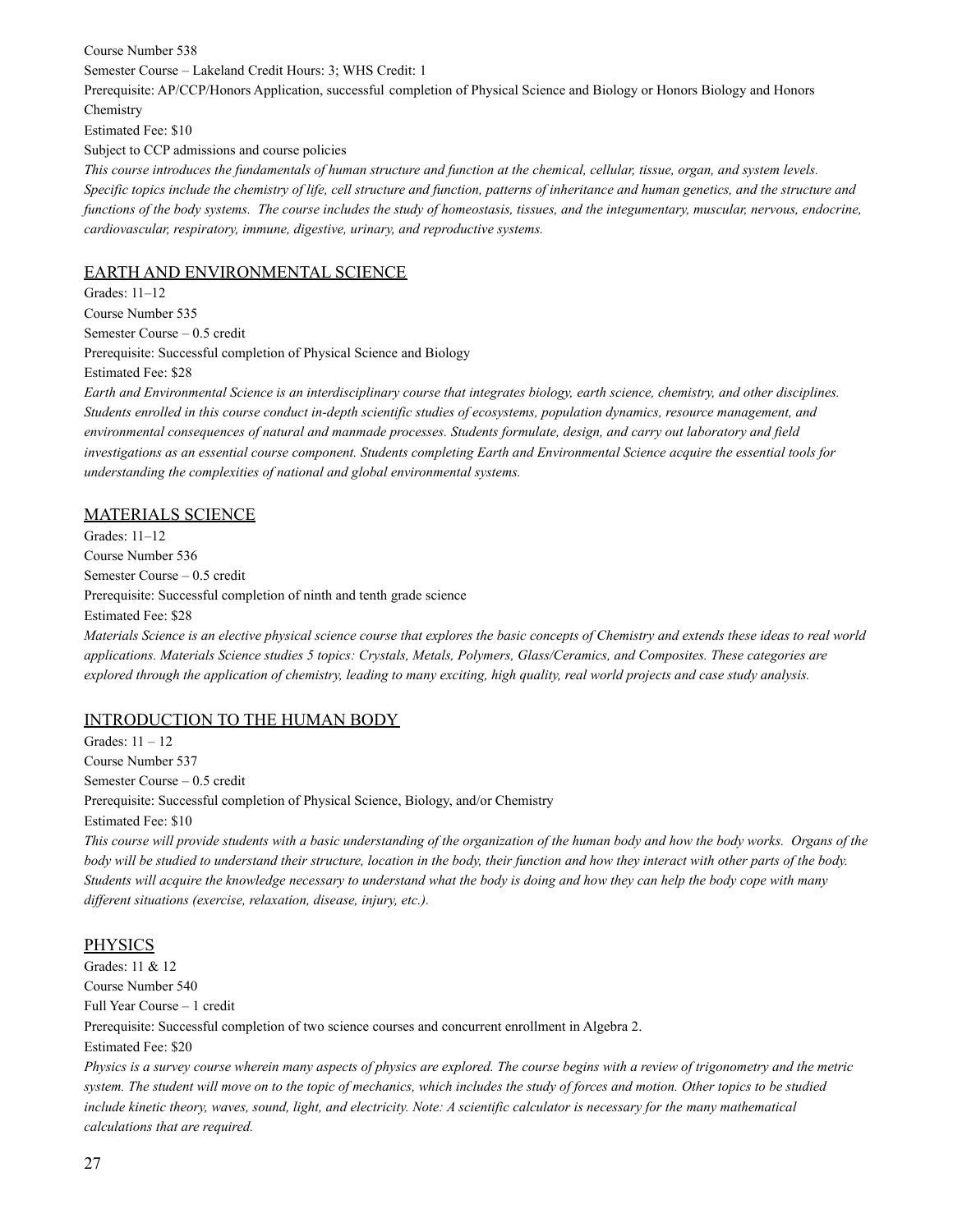Course Number 538

Semester Course – Lakeland Credit Hours: 3; WHS Credit: 1

Prerequisite: AP/CCP/Honors Application, successful completion of Physical Science and Biology or Honors Biology and Honors Chemistry

Estimated Fee: $10

Subject to CCP admissions and course policies

*This course introduces the fundamentals of human structure and function at the chemical, cellular, tissue, organ, and system levels. Specific topics include the chemistry of life, cell structure and function, patterns of inheritance and human genetics, and the structure and functions of the body systems. The course includes the study of homeostasis, tissues, and the integumentary, muscular, nervous, endocrine, cardiovascular, respiratory, immune, digestive, urinary, and reproductive systems.*

## EARTH AND ENVIRONMENTAL SCIENCE

Grades: 11–12

Course Number 535

Semester Course – 0.5 credit

Prerequisite: Successful completion of Physical Science and Biology

Estimated Fee: $28

*Earth and Environmental Science is an interdisciplinary course that integrates biology, earth science, chemistry, and other disciplines. Students enrolled in this course conduct in-depth scientific studies of ecosystems, population dynamics, resource management, and environmental consequences of natural and manmade processes. Students formulate, design, and carry out laboratory and field investigations as an essential course component. Students completing Earth and Environmental Science acquire the essential tools for understanding the complexities of national and global environmental systems.*

## MATERIALS SCIENCE

Grades: 11–12

Course Number 536

Semester Course – 0.5 credit

Prerequisite: Successful completion of ninth and tenth grade science

Estimated Fee: $28

*Materials Science is an elective physical science course that explores the basic concepts of Chemistry and extends these ideas to real world applications. Materials Science studies 5 topics: Crystals, Metals, Polymers, Glass/Ceramics, and Composites. These categories are explored through the application of chemistry, leading to many exciting, high quality, real world projects and case study analysis.*

## INTRODUCTION TO THE HUMAN BODY

Grades: 11 – 12

Course Number 537

Semester Course – 0.5 credit

Prerequisite: Successful completion of Physical Science, Biology, and/or Chemistry

Estimated Fee: $10

*This course will provide students with a basic understanding of the organization of the human body and how the body works. Organs of the body will be studied to understand their structure, location in the body, their function and how they interact with other parts of the body. Students will acquire the knowledge necessary to understand what the body is doing and how they can help the body cope with many different situations (exercise, relaxation, disease, injury, etc.).*

## PHYSICS

Grades: 11 & 12

Course Number 540

Full Year Course – 1 credit

Prerequisite: Successful completion of two science courses and concurrent enrollment in Algebra 2.

Estimated Fee: $20

*Physics is a survey course wherein many aspects of physics are explored. The course begins with a review of trigonometry and the metric system. The student will move on to the topic of mechanics, which includes the study of forces and motion. Other topics to be studied include kinetic theory, waves, sound, light, and electricity. Note: A scientific calculator is necessary for the many mathematical calculations that are required.*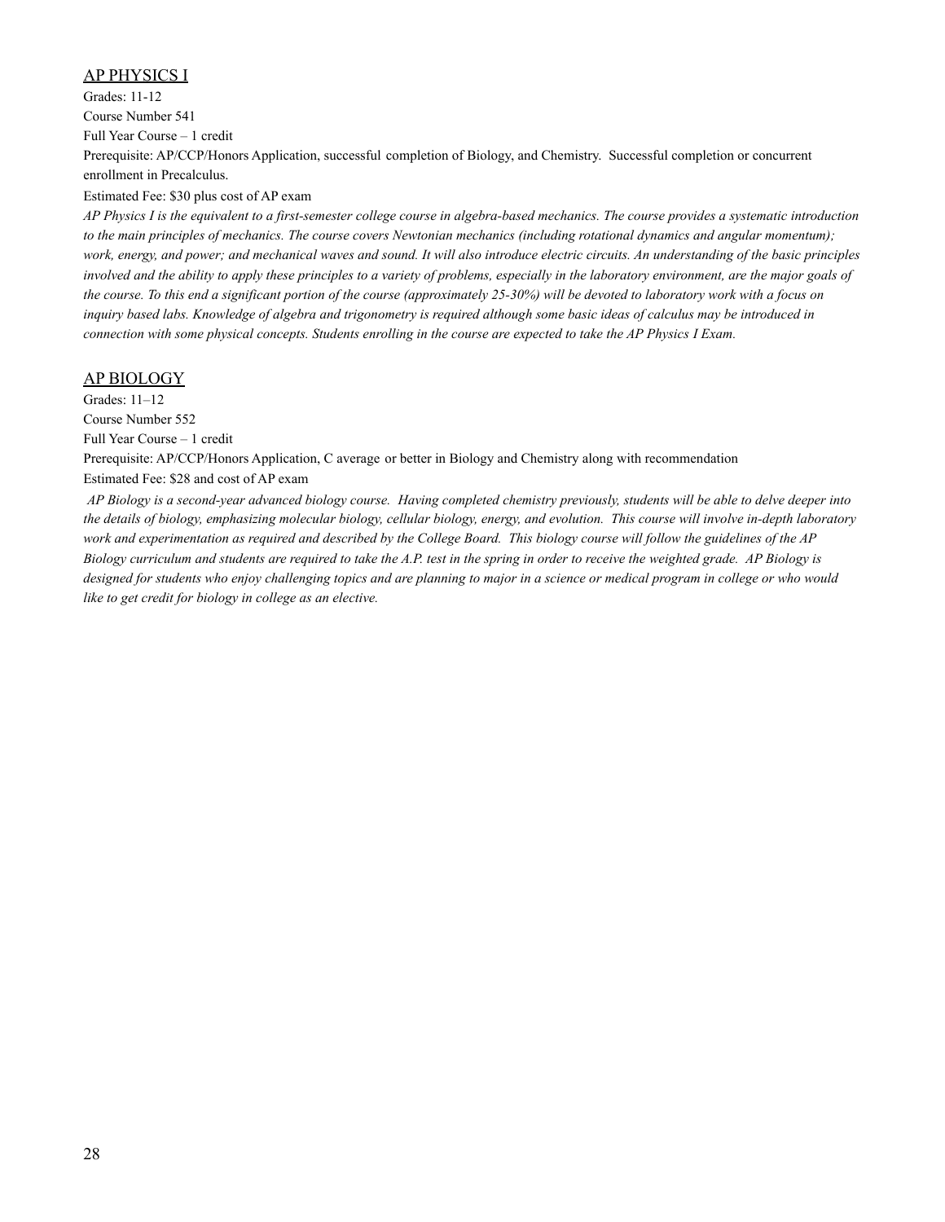## AP PHYSICS I

Grades: 11-12

Course Number 541

Full Year Course – 1 credit

Prerequisite: AP/CCP/Honors Application, successful completion of Biology, and Chemistry. Successful completion or concurrent enrollment in Precalculus.

Estimated Fee: $30 plus cost of AP exam

*AP Physics I is the equivalent to a first-semester college course in algebra-based mechanics. The course provides a systematic introduction to the main principles of mechanics. The course covers Newtonian mechanics (including rotational dynamics and angular momentum); work, energy, and power; and mechanical waves and sound. It will also introduce electric circuits. An understanding of the basic principles involved and the ability to apply these principles to a variety of problems, especially in the laboratory environment, are the major goals of the course. To this end a significant portion of the course (approximately 25-30%) will be devoted to laboratory work with a focus on inquiry based labs. Knowledge of algebra and trigonometry is required although some basic ideas of calculus may be introduced in connection with some physical concepts. Students enrolling in the course are expected to take the AP Physics I Exam.*

## AP BIOLOGY

Grades: 11–12

Course Number 552

Full Year Course – 1 credit

Prerequisite: AP/CCP/Honors Application, C average or better in Biology and Chemistry along with recommendation

Estimated Fee: $28 and cost of AP exam

*AP Biology is a second-year advanced biology course. Having completed chemistry previously, students will be able to delve deeper into the details of biology, emphasizing molecular biology, cellular biology, energy, and evolution. This course will involve in-depth laboratory work and experimentation as required and described by the College Board. This biology course will follow the guidelines of the AP Biology curriculum and students are required to take the A.P. test in the spring in order to receive the weighted grade. AP Biology is designed for students who enjoy challenging topics and are planning to major in a science or medical program in college or who would like to get credit for biology in college as an elective.*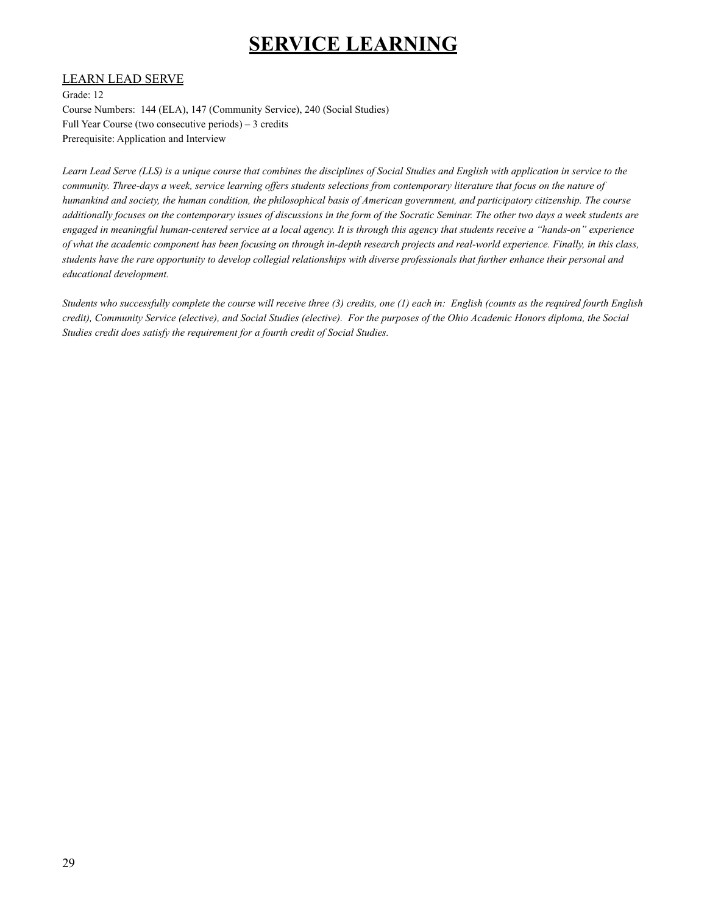# SERVICE LEARNING

## LEARN LEAD SERVE

Grade: 12
Course Numbers: 144 (ELA), 147 (Community Service), 240 (Social Studies)
Full Year Course (two consecutive periods) – 3 credits
Prerequisite: Application and Interview

*Learn Lead Serve (LLS) is a unique course that combines the disciplines of Social Studies and English with application in service to the community. Three-days a week, service learning offers students selections from contemporary literature that focus on the nature of humankind and society, the human condition, the philosophical basis of American government, and participatory citizenship. The course additionally focuses on the contemporary issues of discussions in the form of the Socratic Seminar. The other two days a week students are engaged in meaningful human-centered service at a local agency. It is through this agency that students receive a "hands-on" experience of what the academic component has been focusing on through in-depth research projects and real-world experience. Finally, in this class, students have the rare opportunity to develop collegial relationships with diverse professionals that further enhance their personal and educational development.*

*Students who successfully complete the course will receive three (3) credits, one (1) each in: English (counts as the required fourth English credit), Community Service (elective), and Social Studies (elective). For the purposes of the Ohio Academic Honors diploma, the Social Studies credit does satisfy the requirement for a fourth credit of Social Studies.*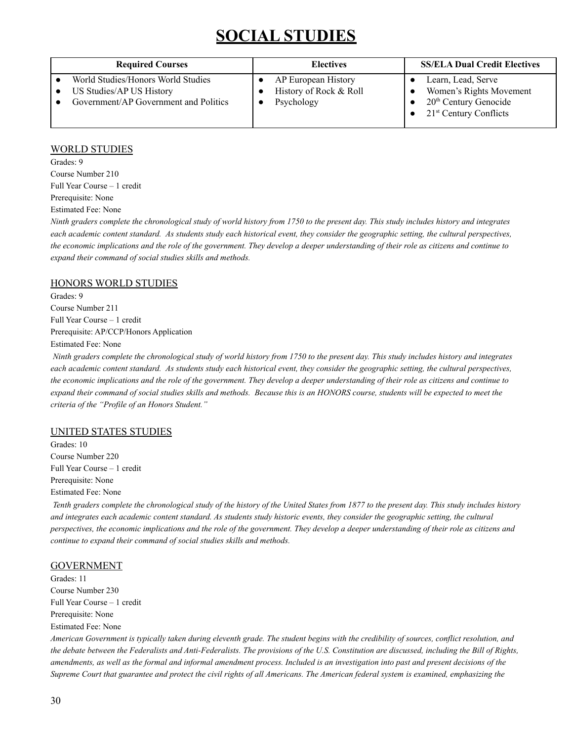# SOCIAL STUDIES

| Required Courses | Electives | SS/ELA Dual Credit Electives |
|---|---|---|
| • World Studies/Honors World Studies<br>• US Studies/AP US History<br>• Government/AP Government and Politics | • AP European History<br>• History of Rock & Roll<br>• Psychology | • Learn, Lead, Serve<br>• Women's Rights Movement<br>• 20th Century Genocide<br>• 21st Century Conflicts |

## WORLD STUDIES

Grades: 9
Course Number 210
Full Year Course – 1 credit
Prerequisite: None
Estimated Fee: None

*Ninth graders complete the chronological study of world history from 1750 to the present day. This study includes history and integrates each academic content standard. As students study each historical event, they consider the geographic setting, the cultural perspectives, the economic implications and the role of the government. They develop a deeper understanding of their role as citizens and continue to expand their command of social studies skills and methods.*

## HONORS WORLD STUDIES

Grades: 9
Course Number 211
Full Year Course – 1 credit
Prerequisite: AP/CCP/Honors Application
Estimated Fee: None

*Ninth graders complete the chronological study of world history from 1750 to the present day. This study includes history and integrates each academic content standard. As students study each historical event, they consider the geographic setting, the cultural perspectives, the economic implications and the role of the government. They develop a deeper understanding of their role as citizens and continue to expand their command of social studies skills and methods. Because this is an HONORS course, students will be expected to meet the criteria of the "Profile of an Honors Student."*

## UNITED STATES STUDIES

Grades: 10
Course Number 220
Full Year Course – 1 credit
Prerequisite: None
Estimated Fee: None

*Tenth graders complete the chronological study of the history of the United States from 1877 to the present day. This study includes history and integrates each academic content standard. As students study historic events, they consider the geographic setting, the cultural perspectives, the economic implications and the role of the government. They develop a deeper understanding of their role as citizens and continue to expand their command of social studies skills and methods.*

## GOVERNMENT

Grades: 11
Course Number 230
Full Year Course – 1 credit
Prerequisite: None
Estimated Fee: None

*American Government is typically taken during eleventh grade. The student begins with the credibility of sources, conflict resolution, and the debate between the Federalists and Anti-Federalists. The provisions of the U.S. Constitution are discussed, including the Bill of Rights, amendments, as well as the formal and informal amendment process. Included is an investigation into past and present decisions of the Supreme Court that guarantee and protect the civil rights of all Americans. The American federal system is examined, emphasizing the*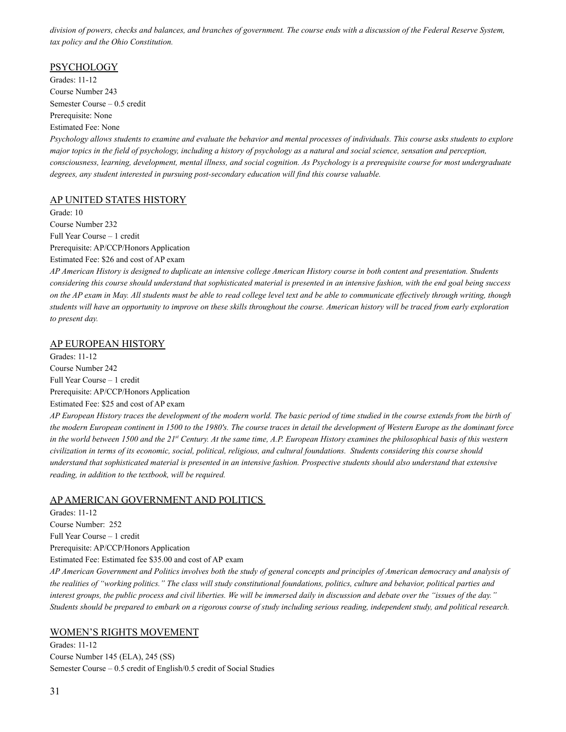*division of powers, checks and balances, and branches of government. The course ends with a discussion of the Federal Reserve System, tax policy and the Ohio Constitution.*

## PSYCHOLOGY

Grades: 11-12
Course Number 243
Semester Course – 0.5 credit
Prerequisite: None
Estimated Fee: None

*Psychology allows students to examine and evaluate the behavior and mental processes of individuals. This course asks students to explore major topics in the field of psychology, including a history of psychology as a natural and social science, sensation and perception, consciousness, learning, development, mental illness, and social cognition. As Psychology is a prerequisite course for most undergraduate degrees, any student interested in pursuing post-secondary education will find this course valuable.*

## AP UNITED STATES HISTORY

Grade: 10
Course Number 232
Full Year Course – 1 credit
Prerequisite: AP/CCP/Honors Application
Estimated Fee: $26 and cost of AP exam

*AP American History is designed to duplicate an intensive college American History course in both content and presentation. Students considering this course should understand that sophisticated material is presented in an intensive fashion, with the end goal being success on the AP exam in May. All students must be able to read college level text and be able to communicate effectively through writing, though students will have an opportunity to improve on these skills throughout the course. American history will be traced from early exploration to present day.*

## AP EUROPEAN HISTORY

Grades: 11-12
Course Number 242
Full Year Course – 1 credit
Prerequisite: AP/CCP/Honors Application
Estimated Fee: $25 and cost of AP exam

*AP European History traces the development of the modern world. The basic period of time studied in the course extends from the birth of the modern European continent in 1500 to the 1980's. The course traces in detail the development of Western Europe as the dominant force in the world between 1500 and the 21st Century. At the same time, A.P. European History examines the philosophical basis of this western civilization in terms of its economic, social, political, religious, and cultural foundations. Students considering this course should understand that sophisticated material is presented in an intensive fashion. Prospective students should also understand that extensive reading, in addition to the textbook, will be required.*

## AP AMERICAN GOVERNMENT AND POLITICS

Grades: 11-12
Course Number: 252
Full Year Course – 1 credit
Prerequisite: AP/CCP/Honors Application
Estimated Fee: Estimated fee $35.00 and cost of AP exam

*AP American Government and Politics involves both the study of general concepts and principles of American democracy and analysis of the realities of "working politics." The class will study constitutional foundations, politics, culture and behavior, political parties and interest groups, the public process and civil liberties. We will be immersed daily in discussion and debate over the "issues of the day." Students should be prepared to embark on a rigorous course of study including serious reading, independent study, and political research.*

## WOMEN'S RIGHTS MOVEMENT

Grades: 11-12
Course Number 145 (ELA), 245 (SS)
Semester Course – 0.5 credit of English/0.5 credit of Social Studies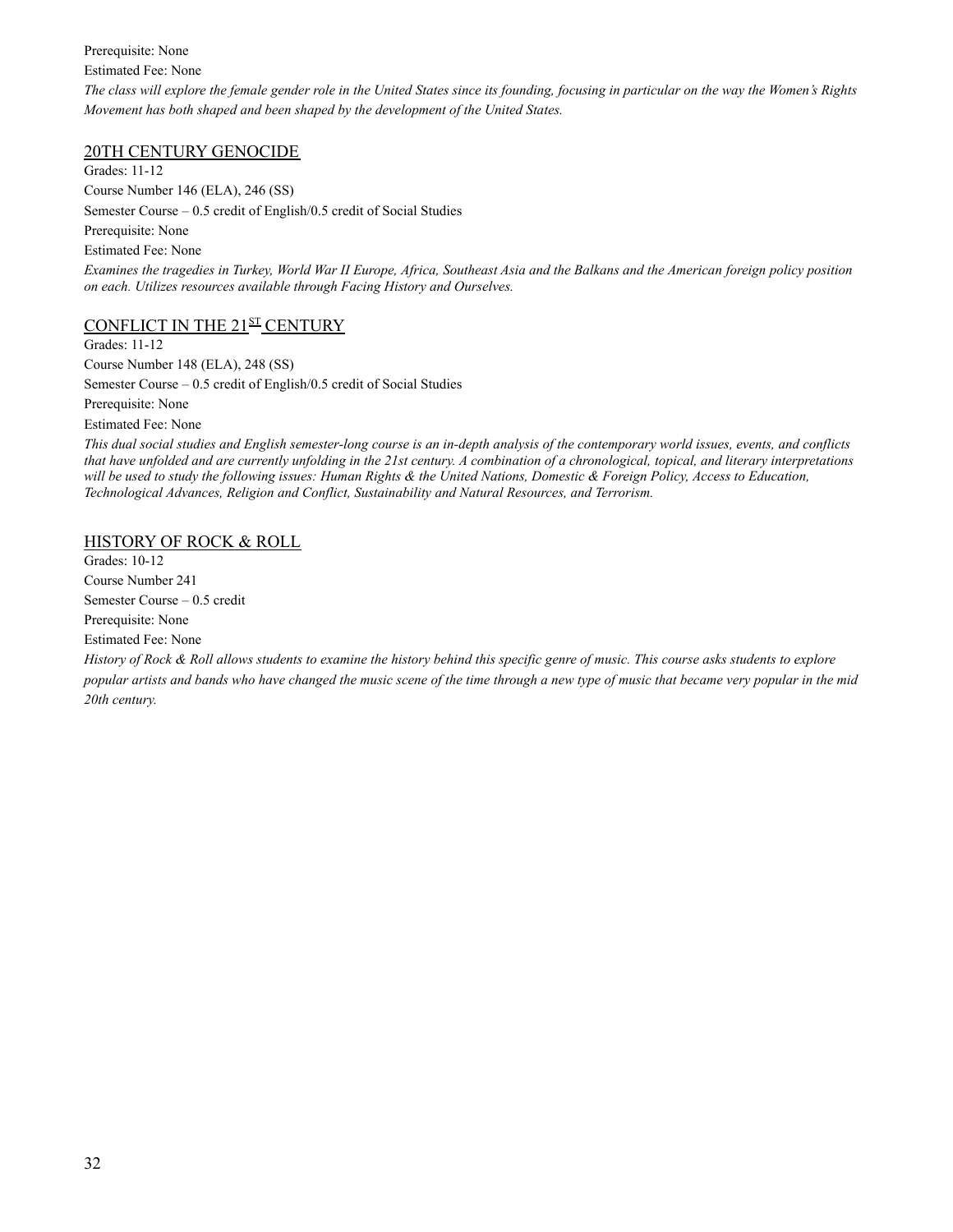Prerequisite: None

Estimated Fee: None

*The class will explore the female gender role in the United States since its founding, focusing in particular on the way the Women's Rights Movement has both shaped and been shaped by the development of the United States.*

## 20TH CENTURY GENOCIDE

Grades: 11-12

Course Number 146 (ELA), 246 (SS)

Semester Course – 0.5 credit of English/0.5 credit of Social Studies

Prerequisite: None

Estimated Fee: None

*Examines the tragedies in Turkey, World War II Europe, Africa, Southeast Asia and the Balkans and the American foreign policy position on each. Utilizes resources available through Facing History and Ourselves.*

## CONFLICT IN THE 21ST CENTURY

Grades: 11-12

Course Number 148 (ELA), 248 (SS)

Semester Course – 0.5 credit of English/0.5 credit of Social Studies

Prerequisite: None

Estimated Fee: None

*This dual social studies and English semester-long course is an in-depth analysis of the contemporary world issues, events, and conflicts that have unfolded and are currently unfolding in the 21st century. A combination of a chronological, topical, and literary interpretations will be used to study the following issues: Human Rights & the United Nations, Domestic & Foreign Policy, Access to Education, Technological Advances, Religion and Conflict, Sustainability and Natural Resources, and Terrorism.*

## HISTORY OF ROCK & ROLL

Grades: 10-12

Course Number 241

Semester Course – 0.5 credit

Prerequisite: None

Estimated Fee: None

*History of Rock & Roll allows students to examine the history behind this specific genre of music. This course asks students to explore popular artists and bands who have changed the music scene of the time through a new type of music that became very popular in the mid 20th century.*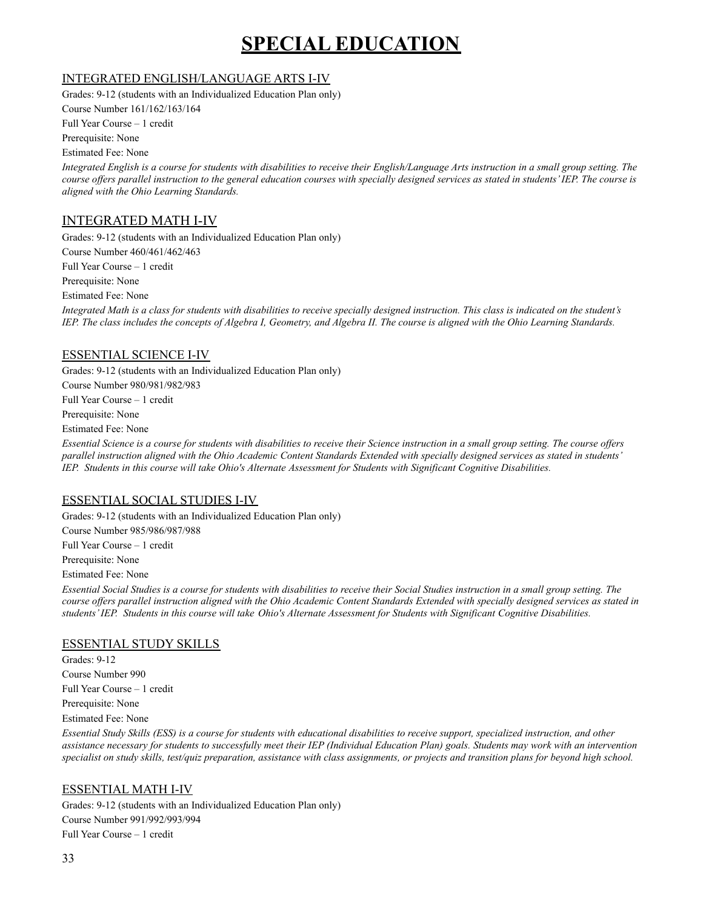# SPECIAL EDUCATION

## INTEGRATED ENGLISH/LANGUAGE ARTS I-IV

Grades: 9-12 (students with an Individualized Education Plan only)

Course Number 161/162/163/164

Full Year Course – 1 credit

Prerequisite: None

Estimated Fee: None

*Integrated English is a course for students with disabilities to receive their English/Language Arts instruction in a small group setting. The course offers parallel instruction to the general education courses with specially designed services as stated in students' IEP. The course is aligned with the Ohio Learning Standards.*

## INTEGRATED MATH I-IV

Grades: 9-12 (students with an Individualized Education Plan only)

Course Number 460/461/462/463

Full Year Course – 1 credit

Prerequisite: None

Estimated Fee: None

*Integrated Math is a class for students with disabilities to receive specially designed instruction. This class is indicated on the student's IEP. The class includes the concepts of Algebra I, Geometry, and Algebra II. The course is aligned with the Ohio Learning Standards.*

## ESSENTIAL SCIENCE I-IV

Grades: 9-12 (students with an Individualized Education Plan only)

Course Number 980/981/982/983

Full Year Course – 1 credit

Prerequisite: None

Estimated Fee: None

*Essential Science is a course for students with disabilities to receive their Science instruction in a small group setting. The course offers parallel instruction aligned with the Ohio Academic Content Standards Extended with specially designed services as stated in students' IEP. Students in this course will take Ohio's Alternate Assessment for Students with Significant Cognitive Disabilities.*

## ESSENTIAL SOCIAL STUDIES I-IV

Grades: 9-12 (students with an Individualized Education Plan only)

Course Number 985/986/987/988

Full Year Course – 1 credit

Prerequisite: None

Estimated Fee: None

*Essential Social Studies is a course for students with disabilities to receive their Social Studies instruction in a small group setting. The course offers parallel instruction aligned with the Ohio Academic Content Standards Extended with specially designed services as stated in students' IEP. Students in this course will take Ohio's Alternate Assessment for Students with Significant Cognitive Disabilities.*

## ESSENTIAL STUDY SKILLS

Grades: 9-12

Course Number 990

Full Year Course – 1 credit

Prerequisite: None

Estimated Fee: None

*Essential Study Skills (ESS) is a course for students with educational disabilities to receive support, specialized instruction, and other assistance necessary for students to successfully meet their IEP (Individual Education Plan) goals. Students may work with an intervention specialist on study skills, test/quiz preparation, assistance with class assignments, or projects and transition plans for beyond high school.*

## ESSENTIAL MATH I-IV

Grades: 9-12 (students with an Individualized Education Plan only)

Course Number 991/992/993/994

Full Year Course – 1 credit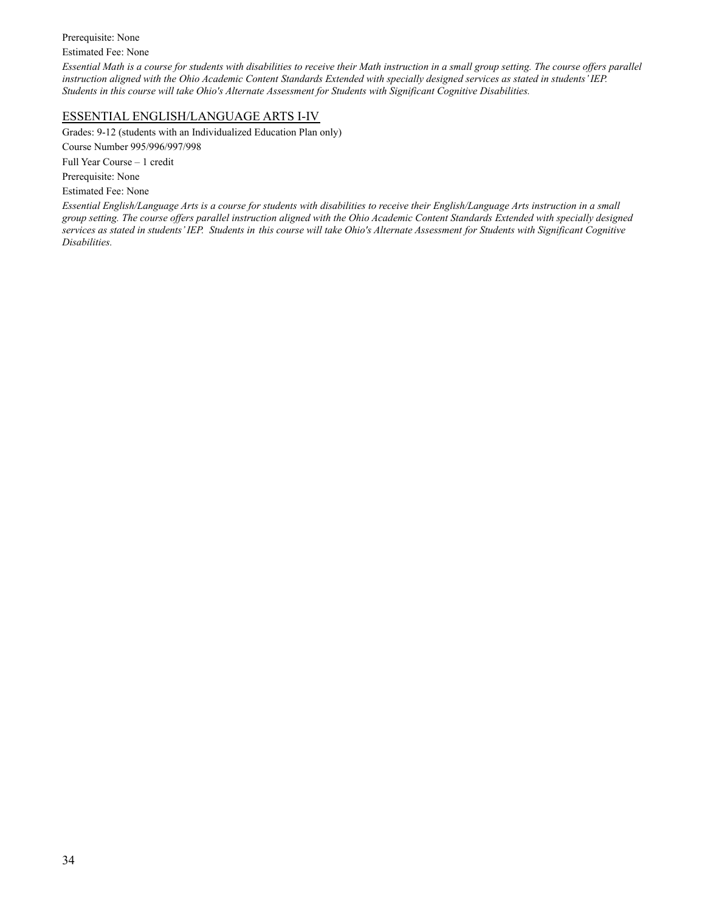Prerequisite: None

Estimated Fee: None

*Essential Math is a course for students with disabilities to receive their Math instruction in a small group setting. The course offers parallel instruction aligned with the Ohio Academic Content Standards Extended with specially designed services as stated in students' IEP. Students in this course will take Ohio's Alternate Assessment for Students with Significant Cognitive Disabilities.*

## ESSENTIAL ENGLISH/LANGUAGE ARTS I-IV

Grades: 9-12 (students with an Individualized Education Plan only)

Course Number 995/996/997/998

Full Year Course – 1 credit

Prerequisite: None

Estimated Fee: None

*Essential English/Language Arts is a course for students with disabilities to receive their English/Language Arts instruction in a small group setting. The course offers parallel instruction aligned with the Ohio Academic Content Standards Extended with specially designed services as stated in students' IEP. Students in this course will take Ohio's Alternate Assessment for Students with Significant Cognitive Disabilities.*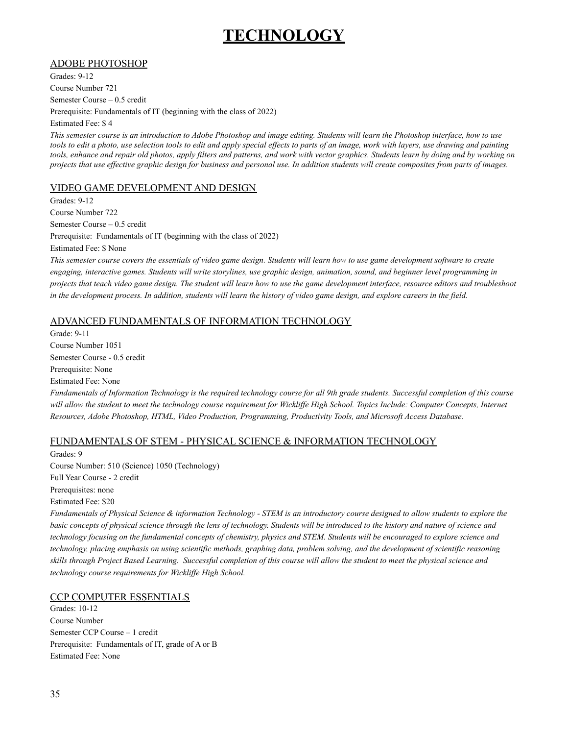# TECHNOLOGY

## ADOBE PHOTOSHOP

Grades: 9-12
Course Number 721
Semester Course – 0.5 credit
Prerequisite: Fundamentals of IT (beginning with the class of 2022)
Estimated Fee: $ 4

*This semester course is an introduction to Adobe Photoshop and image editing. Students will learn the Photoshop interface, how to use tools to edit a photo, use selection tools to edit and apply special effects to parts of an image, work with layers, use drawing and painting tools, enhance and repair old photos, apply filters and patterns, and work with vector graphics. Students learn by doing and by working on projects that use effective graphic design for business and personal use. In addition students will create composites from parts of images.*

## VIDEO GAME DEVELOPMENT AND DESIGN

Grades: 9-12
Course Number 722
Semester Course – 0.5 credit
Prerequisite: Fundamentals of IT (beginning with the class of 2022)
Estimated Fee: $ None

*This semester course covers the essentials of video game design. Students will learn how to use game development software to create engaging, interactive games. Students will write storylines, use graphic design, animation, sound, and beginner level programming in projects that teach video game design. The student will learn how to use the game development interface, resource editors and troubleshoot in the development process. In addition, students will learn the history of video game design, and explore careers in the field.*

## ADVANCED FUNDAMENTALS OF INFORMATION TECHNOLOGY

Grade: 9-11
Course Number 1051
Semester Course - 0.5 credit
Prerequisite: None
Estimated Fee: None

*Fundamentals of Information Technology is the required technology course for all 9th grade students. Successful completion of this course will allow the student to meet the technology course requirement for Wickliffe High School. Topics Include: Computer Concepts, Internet Resources, Adobe Photoshop, HTML, Video Production, Programming, Productivity Tools, and Microsoft Access Database.*

## FUNDAMENTALS OF STEM - PHYSICAL SCIENCE & INFORMATION TECHNOLOGY

Grades: 9
Course Number: 510 (Science) 1050 (Technology)
Full Year Course - 2 credit
Prerequisites: none
Estimated Fee: $20

*Fundamentals of Physical Science & information Technology - STEM is an introductory course designed to allow students to explore the basic concepts of physical science through the lens of technology. Students will be introduced to the history and nature of science and technology focusing on the fundamental concepts of chemistry, physics and STEM. Students will be encouraged to explore science and technology, placing emphasis on using scientific methods, graphing data, problem solving, and the development of scientific reasoning skills through Project Based Learning. Successful completion of this course will allow the student to meet the physical science and technology course requirements for Wickliffe High School.*

## CCP COMPUTER ESSENTIALS

Grades: 10-12
Course Number
Semester CCP Course – 1 credit
Prerequisite: Fundamentals of IT, grade of A or B
Estimated Fee: None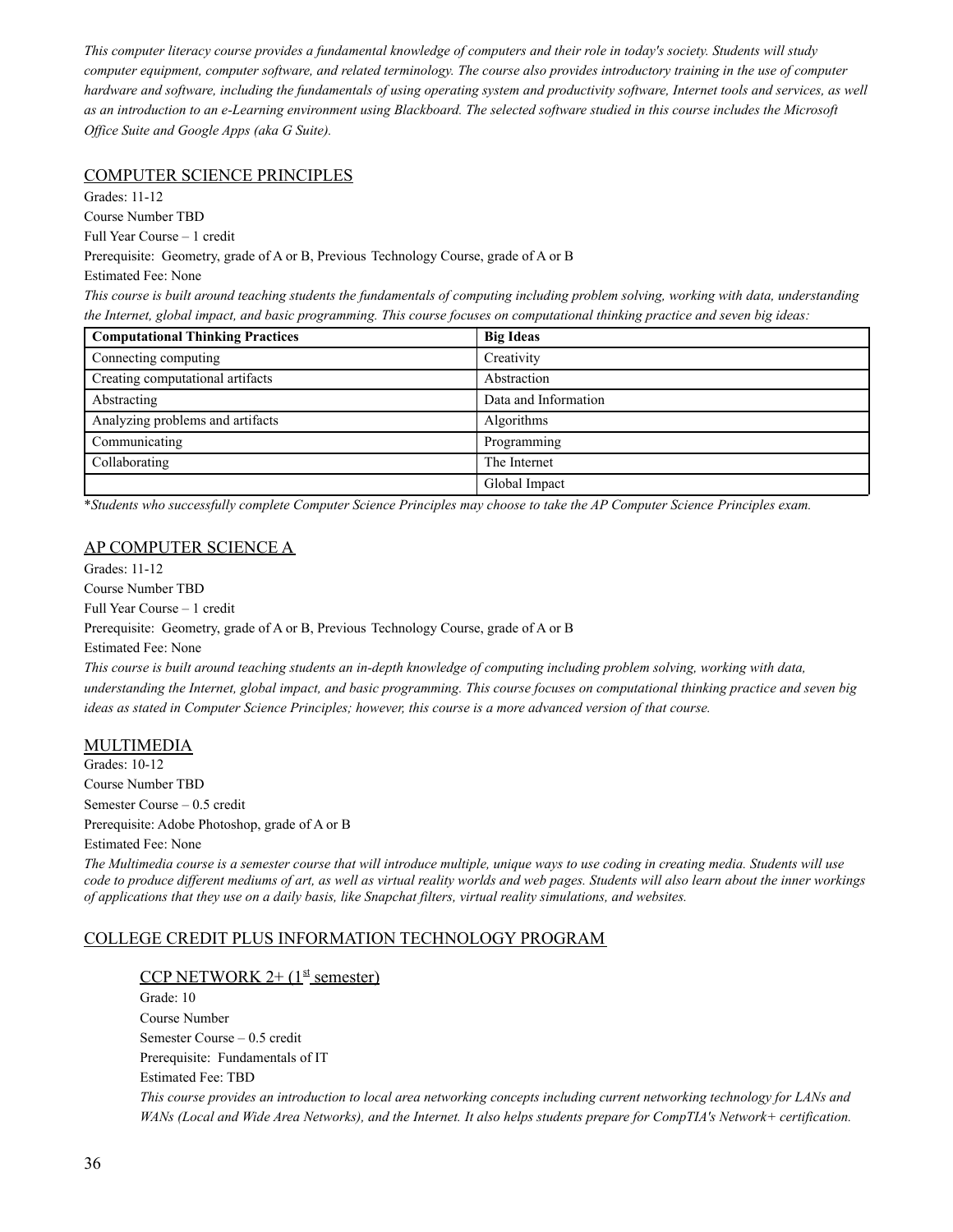*This computer literacy course provides a fundamental knowledge of computers and their role in today's society. Students will study computer equipment, computer software, and related terminology. The course also provides introductory training in the use of computer hardware and software, including the fundamentals of using operating system and productivity software, Internet tools and services, as well as an introduction to an e-Learning environment using Blackboard. The selected software studied in this course includes the Microsoft Office Suite and Google Apps (aka G Suite).*

## COMPUTER SCIENCE PRINCIPLES

Grades: 11-12
Course Number TBD
Full Year Course – 1 credit
Prerequisite: Geometry, grade of A or B, Previous Technology Course, grade of A or B
Estimated Fee: None

*This course is built around teaching students the fundamentals of computing including problem solving, working with data, understanding the Internet, global impact, and basic programming. This course focuses on computational thinking practice and seven big ideas:*

| Computational Thinking Practices | Big Ideas |
|---|---|
| Connecting computing | Creativity |
| Creating computational artifacts | Abstraction |
| Abstracting | Data and Information |
| Analyzing problems and artifacts | Algorithms |
| Communicating | Programming |
| Collaborating | The Internet |
| | Global Impact |

\**Students who successfully complete Computer Science Principles may choose to take the AP Computer Science Principles exam.*

## AP COMPUTER SCIENCE A

Grades: 11-12
Course Number TBD
Full Year Course – 1 credit
Prerequisite: Geometry, grade of A or B, Previous Technology Course, grade of A or B
Estimated Fee: None

*This course is built around teaching students an in-depth knowledge of computing including problem solving, working with data, understanding the Internet, global impact, and basic programming. This course focuses on computational thinking practice and seven big ideas as stated in Computer Science Principles; however, this course is a more advanced version of that course.*

## MULTIMEDIA

Grades: 10-12
Course Number TBD
Semester Course – 0.5 credit
Prerequisite: Adobe Photoshop, grade of A or B
Estimated Fee: None

*The Multimedia course is a semester course that will introduce multiple, unique ways to use coding in creating media. Students will use code to produce different mediums of art, as well as virtual reality worlds and web pages. Students will also learn about the inner workings of applications that they use on a daily basis, like Snapchat filters, virtual reality simulations, and websites.*

## COLLEGE CREDIT PLUS INFORMATION TECHNOLOGY PROGRAM

### CCP NETWORK 2+ (1st semester)

Grade: 10
Course Number
Semester Course – 0.5 credit
Prerequisite: Fundamentals of IT
Estimated Fee: TBD

*This course provides an introduction to local area networking concepts including current networking technology for LANs and WANs (Local and Wide Area Networks), and the Internet. It also helps students prepare for CompTIA's Network+ certification.*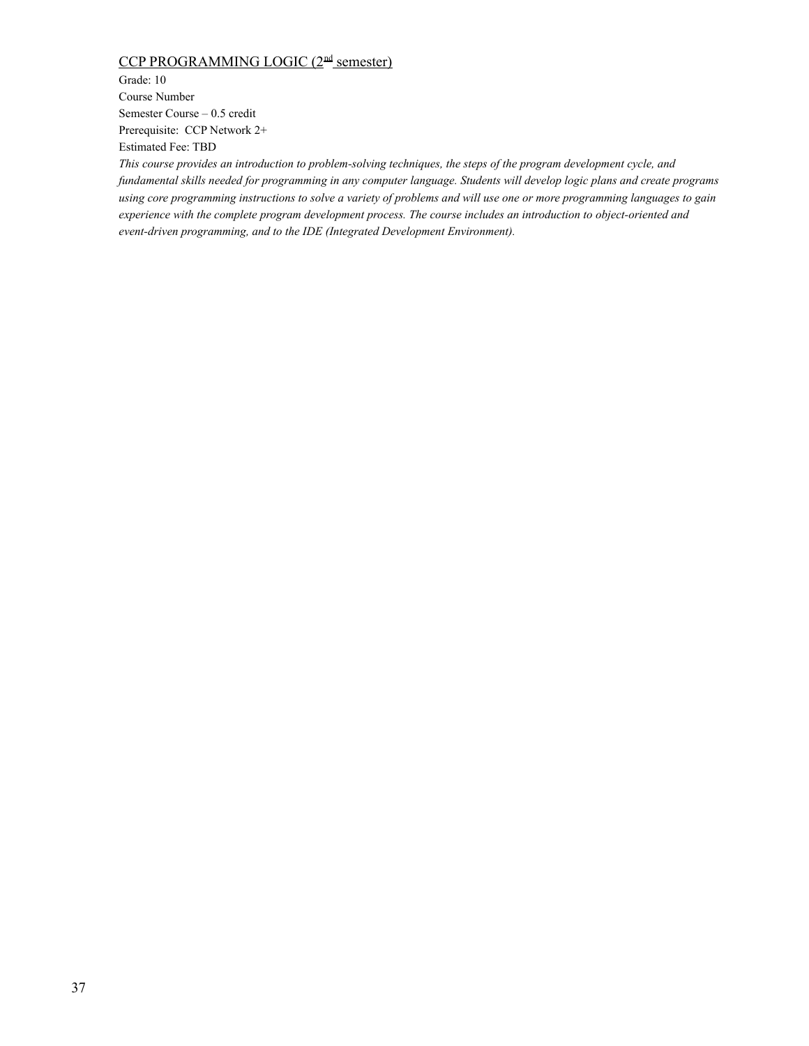CCP PROGRAMMING LOGIC (2nd semester)

Grade: 10

Course Number

Semester Course – 0.5 credit

Prerequisite: CCP Network 2+

Estimated Fee: TBD

*This course provides an introduction to problem-solving techniques, the steps of the program development cycle, and fundamental skills needed for programming in any computer language. Students will develop logic plans and create programs using core programming instructions to solve a variety of problems and will use one or more programming languages to gain experience with the complete program development process. The course includes an introduction to object-oriented and event-driven programming, and to the IDE (Integrated Development Environment).*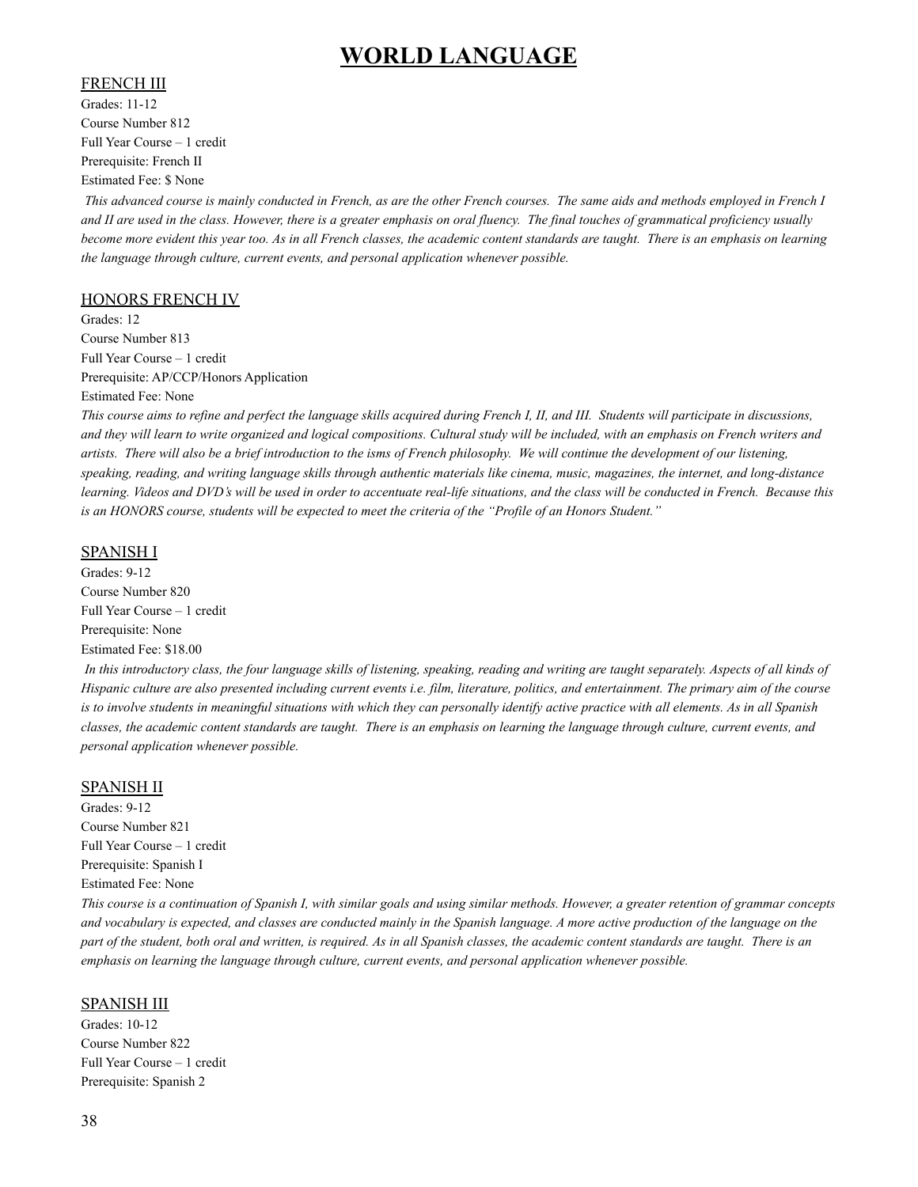# WORLD LANGUAGE

## FRENCH III

Grades: 11-12
Course Number 812
Full Year Course – 1 credit
Prerequisite: French II
Estimated Fee: $ None

*This advanced course is mainly conducted in French, as are the other French courses. The same aids and methods employed in French I and II are used in the class. However, there is a greater emphasis on oral fluency. The final touches of grammatical proficiency usually become more evident this year too. As in all French classes, the academic content standards are taught. There is an emphasis on learning the language through culture, current events, and personal application whenever possible.*

## HONORS FRENCH IV

Grades: 12
Course Number 813
Full Year Course – 1 credit
Prerequisite: AP/CCP/Honors Application
Estimated Fee: None

*This course aims to refine and perfect the language skills acquired during French I, II, and III. Students will participate in discussions, and they will learn to write organized and logical compositions. Cultural study will be included, with an emphasis on French writers and artists. There will also be a brief introduction to the isms of French philosophy. We will continue the development of our listening, speaking, reading, and writing language skills through authentic materials like cinema, music, magazines, the internet, and long-distance learning. Videos and DVD's will be used in order to accentuate real-life situations, and the class will be conducted in French. Because this is an HONORS course, students will be expected to meet the criteria of the "Profile of an Honors Student."*

## SPANISH I

Grades: 9-12
Course Number 820
Full Year Course – 1 credit
Prerequisite: None
Estimated Fee: $18.00

*In this introductory class, the four language skills of listening, speaking, reading and writing are taught separately. Aspects of all kinds of Hispanic culture are also presented including current events i.e. film, literature, politics, and entertainment. The primary aim of the course is to involve students in meaningful situations with which they can personally identify active practice with all elements. As in all Spanish classes, the academic content standards are taught. There is an emphasis on learning the language through culture, current events, and personal application whenever possible.*

## SPANISH II

Grades: 9-12
Course Number 821
Full Year Course – 1 credit
Prerequisite: Spanish I
Estimated Fee: None

*This course is a continuation of Spanish I, with similar goals and using similar methods. However, a greater retention of grammar concepts and vocabulary is expected, and classes are conducted mainly in the Spanish language. A more active production of the language on the part of the student, both oral and written, is required. As in all Spanish classes, the academic content standards are taught. There is an emphasis on learning the language through culture, current events, and personal application whenever possible.*

## SPANISH III

Grades: 10-12
Course Number 822
Full Year Course – 1 credit
Prerequisite: Spanish 2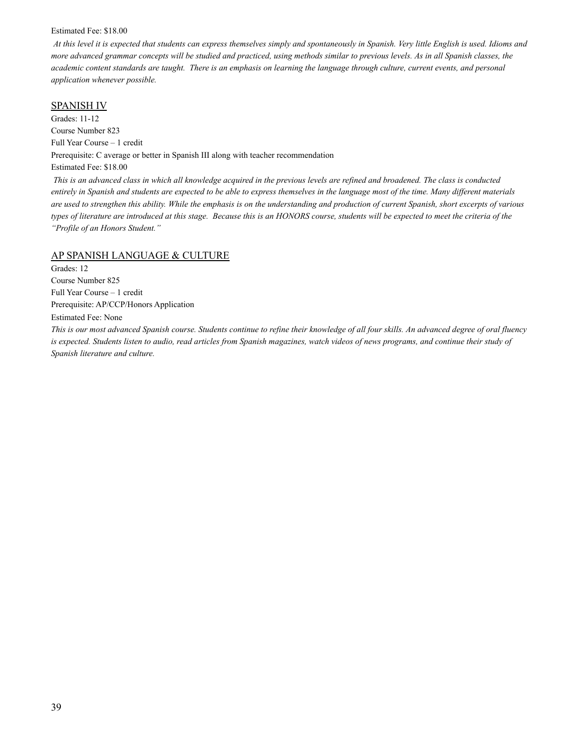Estimated Fee: $18.00

*At this level it is expected that students can express themselves simply and spontaneously in Spanish. Very little English is used. Idioms and more advanced grammar concepts will be studied and practiced, using methods similar to previous levels. As in all Spanish classes, the academic content standards are taught. There is an emphasis on learning the language through culture, current events, and personal application whenever possible.*

## SPANISH IV

Grades: 11-12
Course Number 823
Full Year Course – 1 credit
Prerequisite: C average or better in Spanish III along with teacher recommendation
Estimated Fee: $18.00

*This is an advanced class in which all knowledge acquired in the previous levels are refined and broadened. The class is conducted entirely in Spanish and students are expected to be able to express themselves in the language most of the time. Many different materials are used to strengthen this ability. While the emphasis is on the understanding and production of current Spanish, short excerpts of various types of literature are introduced at this stage. Because this is an HONORS course, students will be expected to meet the criteria of the "Profile of an Honors Student."*

## AP SPANISH LANGUAGE & CULTURE

Grades: 12
Course Number 825
Full Year Course – 1 credit
Prerequisite: AP/CCP/Honors Application
Estimated Fee: None

*This is our most advanced Spanish course. Students continue to refine their knowledge of all four skills. An advanced degree of oral fluency is expected. Students listen to audio, read articles from Spanish magazines, watch videos of news programs, and continue their study of Spanish literature and culture.*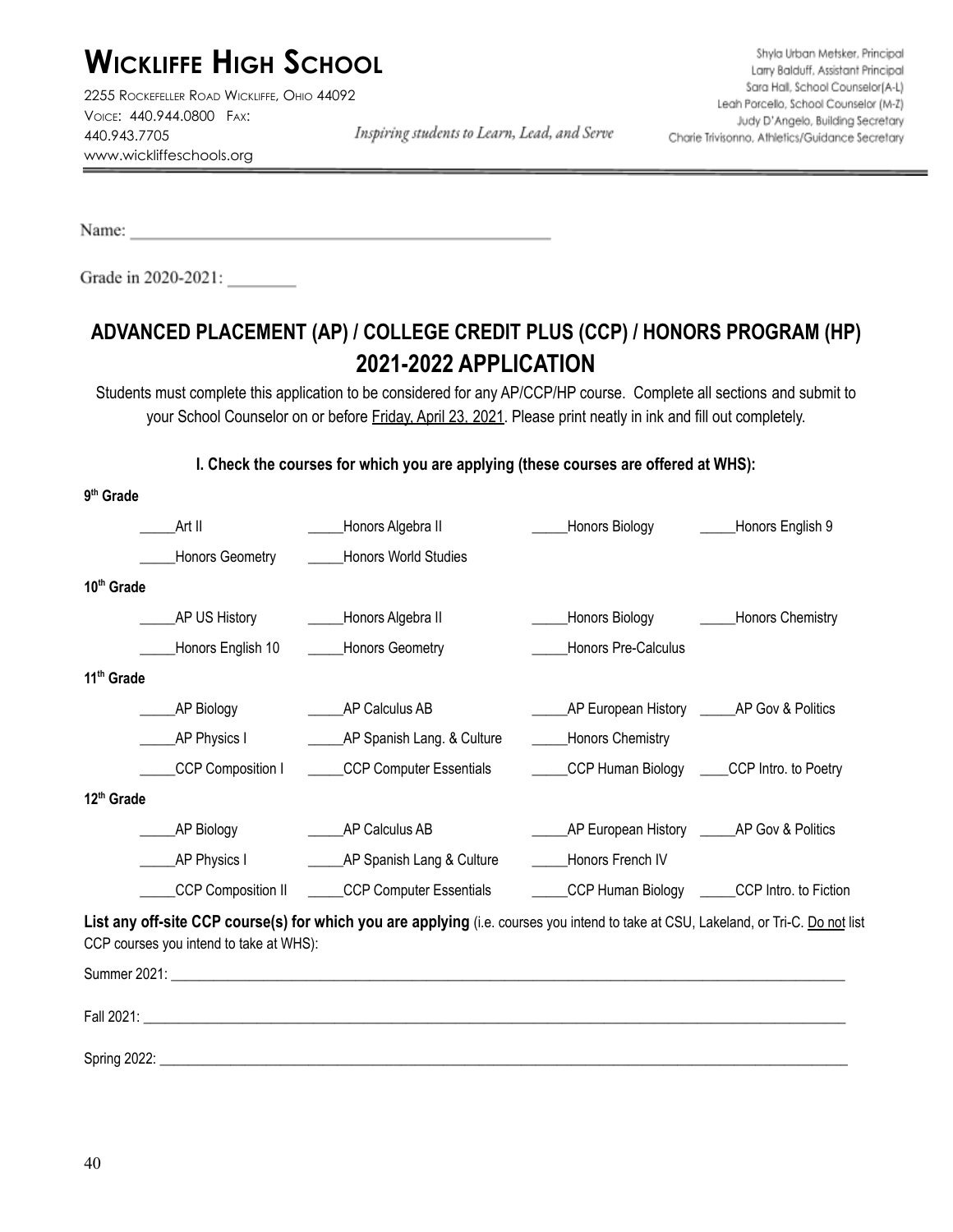# WICKLIFFE HIGH SCHOOL

2255 ROCKEFELLER ROAD WICKLIFFE, OHIO 44092
VOICE: 440.944.0800 FAX: 440.943.7705
www.wickliffeschools.org

*Inspiring students to Learn, Lead, and Serve*

Shyla Urban Metsker, Principal
Larry Balduff, Assistant Principal
Sara Hall, School Counselor(A-L)
Leah Porcello, School Counselor (M-Z)
Judy D'Angelo, Building Secretary
Charie Trivisonno, Athletics/Guidance Secretary

Name: ___________________________________________

Grade in 2020-2021: ________

## ADVANCED PLACEMENT (AP) / COLLEGE CREDIT PLUS (CCP) / HONORS PROGRAM (HP) 2021-2022 APPLICATION

Students must complete this application to be considered for any AP/CCP/HP course. Complete all sections and submit to your School Counselor on or before Friday, April 23, 2021. Please print neatly in ink and fill out completely.

### I. Check the courses for which you are applying (these courses are offered at WHS):

**9th Grade**

_____Art II _____Honors Algebra II _____Honors Biology _____Honors English 9

_____Honors Geometry _____Honors World Studies

**10th Grade**

_____AP US History _____Honors Algebra II _____Honors Biology _____Honors Chemistry

_____Honors English 10 _____Honors Geometry _____Honors Pre-Calculus

**11th Grade**

_____AP Biology _____AP Calculus AB _____AP European History _____AP Gov & Politics

_____AP Physics I _____AP Spanish Lang. & Culture _____Honors Chemistry

_____CCP Composition I _____CCP Computer Essentials _____CCP Human Biology ____CCP Intro. to Poetry

**12th Grade**

_____AP Biology _____AP Calculus AB _____AP European History _____AP Gov & Politics

_____AP Physics I _____AP Spanish Lang & Culture _____Honors French IV

_____CCP Composition II _____CCP Computer Essentials _____CCP Human Biology _____CCP Intro. to Fiction

**List any off-site CCP course(s) for which you are applying** (i.e. courses you intend to take at CSU, Lakeland, or Tri-C. Do not list CCP courses you intend to take at WHS):

Summer 2021: ___________________________________________

Fall 2021: ___________________________________________

Spring 2022: ___________________________________________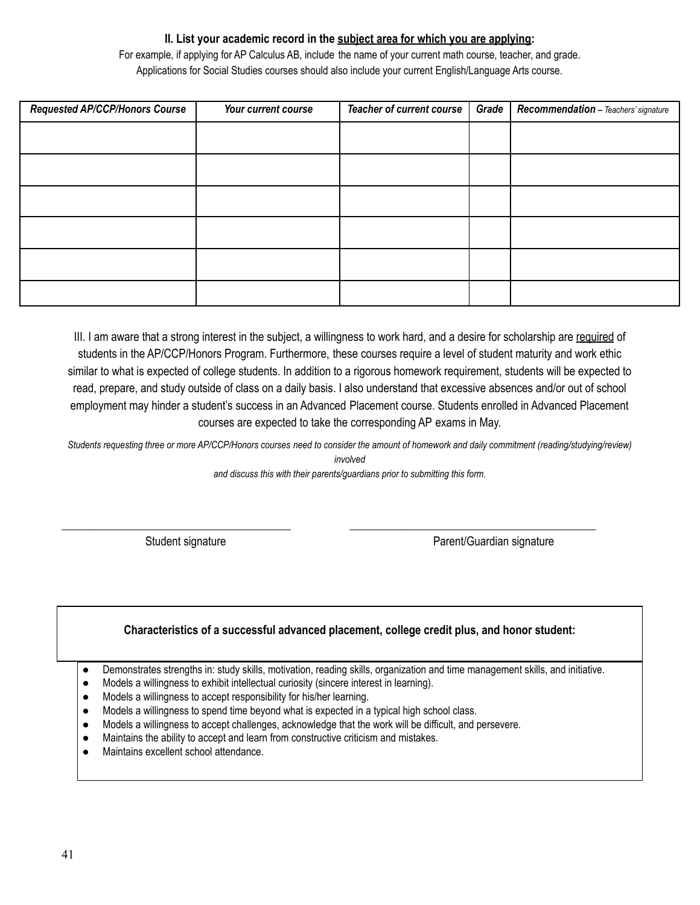**II. List your academic record in the <u>subject area for which you are applying</u>:**

For example, if applying for AP Calculus AB, include the name of your current math course, teacher, and grade.
Applications for Social Studies courses should also include your current English/Language Arts course.

| *Requested AP/CCP/Honors Course* | *Your current course* | *Teacher of current course* | *Grade* | *Recommendation – Teachers' signature* |
|---|---|---|---|---|
| | | | | |
| | | | | |
| | | | | |
| | | | | |
| | | | | |
| | | | | |

III. I am aware that a strong interest in the subject, a willingness to work hard, and a desire for scholarship are <u>required</u> of students in the AP/CCP/Honors Program. Furthermore, these courses require a level of student maturity and work ethic similar to what is expected of college students. In addition to a rigorous homework requirement, students will be expected to read, prepare, and study outside of class on a daily basis. I also understand that excessive absences and/or out of school employment may hinder a student's success in an Advanced Placement course. Students enrolled in Advanced Placement courses are expected to take the corresponding AP exams in May.

*Students requesting three or more AP/CCP/Honors courses need to consider the amount of homework and daily commitment (reading/studying/review) involved and discuss this with their parents/guardians prior to submitting this form.*

\_\_\_\_\_\_\_\_\_\_\_\_\_\_\_\_\_\_\_\_\_\_\_\_\_\_\_\_\_\_\_\_\_\_\_\_\_\_\_\_ &nbsp;&nbsp;&nbsp;&nbsp; \_\_\_\_\_\_\_\_\_\_\_\_\_\_\_\_\_\_\_\_\_\_\_\_\_\_\_\_\_\_\_\_\_\_\_\_\_\_\_\_

Student signature &nbsp;&nbsp;&nbsp;&nbsp;&nbsp;&nbsp;&nbsp;&nbsp;&nbsp;&nbsp;&nbsp;&nbsp;&nbsp;&nbsp;&nbsp;&nbsp;&nbsp;&nbsp;&nbsp;&nbsp;&nbsp;&nbsp;&nbsp;&nbsp;&nbsp;&nbsp;&nbsp;&nbsp;&nbsp;&nbsp;&nbsp;&nbsp; Parent/Guardian signature

**Characteristics of a successful advanced placement, college credit plus, and honor student:**

- Demonstrates strengths in: study skills, motivation, reading skills, organization and time management skills, and initiative.
- Models a willingness to exhibit intellectual curiosity (sincere interest in learning).
- Models a willingness to accept responsibility for his/her learning.
- Models a willingness to spend time beyond what is expected in a typical high school class.
- Models a willingness to accept challenges, acknowledge that the work will be difficult, and persevere.
- Maintains the ability to accept and learn from constructive criticism and mistakes.
- Maintains excellent school attendance.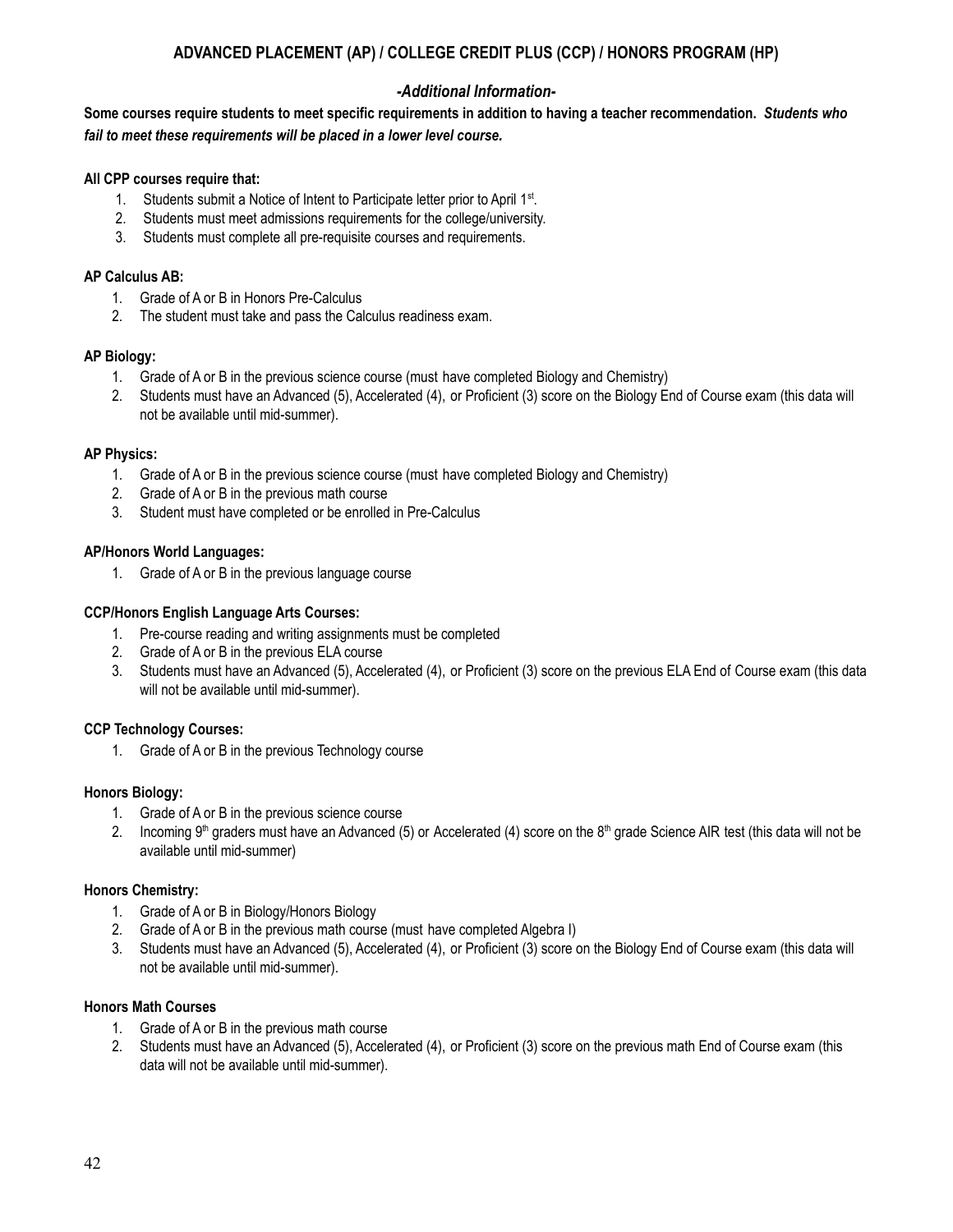## ADVANCED PLACEMENT (AP) / COLLEGE CREDIT PLUS (CCP) / HONORS PROGRAM (HP)

### *-Additional Information-*

**Some courses require students to meet specific requirements in addition to having a teacher recommendation.** ***Students who fail to meet these requirements will be placed in a lower level course.***

**All CPP courses require that:**

1. Students submit a Notice of Intent to Participate letter prior to April 1st.
2. Students must meet admissions requirements for the college/university.
3. Students must complete all pre-requisite courses and requirements.

**AP Calculus AB:**

1. Grade of A or B in Honors Pre-Calculus
2. The student must take and pass the Calculus readiness exam.

**AP Biology:**

1. Grade of A or B in the previous science course (must have completed Biology and Chemistry)
2. Students must have an Advanced (5), Accelerated (4), or Proficient (3) score on the Biology End of Course exam (this data will not be available until mid-summer).

**AP Physics:**

1. Grade of A or B in the previous science course (must have completed Biology and Chemistry)
2. Grade of A or B in the previous math course
3. Student must have completed or be enrolled in Pre-Calculus

**AP/Honors World Languages:**

1. Grade of A or B in the previous language course

**CCP/Honors English Language Arts Courses:**

1. Pre-course reading and writing assignments must be completed
2. Grade of A or B in the previous ELA course
3. Students must have an Advanced (5), Accelerated (4), or Proficient (3) score on the previous ELA End of Course exam (this data will not be available until mid-summer).

**CCP Technology Courses:**

1. Grade of A or B in the previous Technology course

**Honors Biology:**

1. Grade of A or B in the previous science course
2. Incoming 9th graders must have an Advanced (5) or Accelerated (4) score on the 8th grade Science AIR test (this data will not be available until mid-summer)

**Honors Chemistry:**

1. Grade of A or B in Biology/Honors Biology
2. Grade of A or B in the previous math course (must have completed Algebra I)
3. Students must have an Advanced (5), Accelerated (4), or Proficient (3) score on the Biology End of Course exam (this data will not be available until mid-summer).

**Honors Math Courses**

1. Grade of A or B in the previous math course
2. Students must have an Advanced (5), Accelerated (4), or Proficient (3) score on the previous math End of Course exam (this data will not be available until mid-summer).